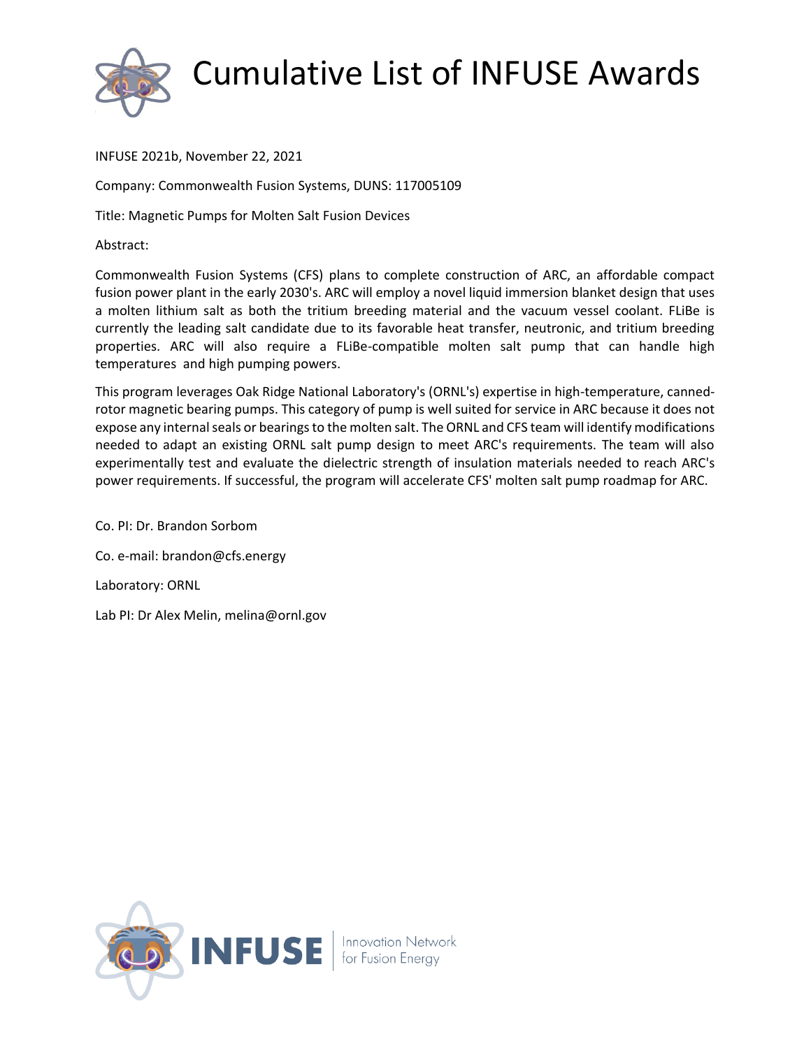# Cumulative List of INFUSE Awards

INFUSE 2021b, November 22, 2021

Company: Commonwealth Fusion Systems, DUNS: 117005109

Title: Magnetic Pumps for Molten Salt Fusion Devices

Abstract:

Commonwealth Fusion Systems (CFS) plans to complete construction of ARC, an affordable compact fusion power plant in the early 2030's. ARC will employ a novel liquid immersion blanket design that uses a molten lithium salt as both the tritium breeding material and the vacuum vessel coolant. FLiBe is currently the leading salt candidate due to its favorable heat transfer, neutronic, and tritium breeding properties. ARC will also require a FLiBe-compatible molten salt pump that can handle high temperatures and high pumping powers.

This program leverages Oak Ridge National Laboratory's (ORNL's) expertise in high-temperature, canned-rotor magnetic bearing pumps. This category of pump is well suited for service in ARC because it does not expose any internal seals or bearings to the molten salt. The ORNL and CFS team will identify modifications needed to adapt an existing ORNL salt pump design to meet ARC's requirements. The team will also experimentally test and evaluate the dielectric strength of insulation materials needed to reach ARC's power requirements. If successful, the program will accelerate CFS' molten salt pump roadmap for ARC.

Co. PI: Dr. Brandon Sorbom

Co. e-mail: brandon@cfs.energy

Laboratory: ORNL

Lab PI: Dr Alex Melin, melina@ornl.gov

INFUSE | Innovation Network for Fusion Energy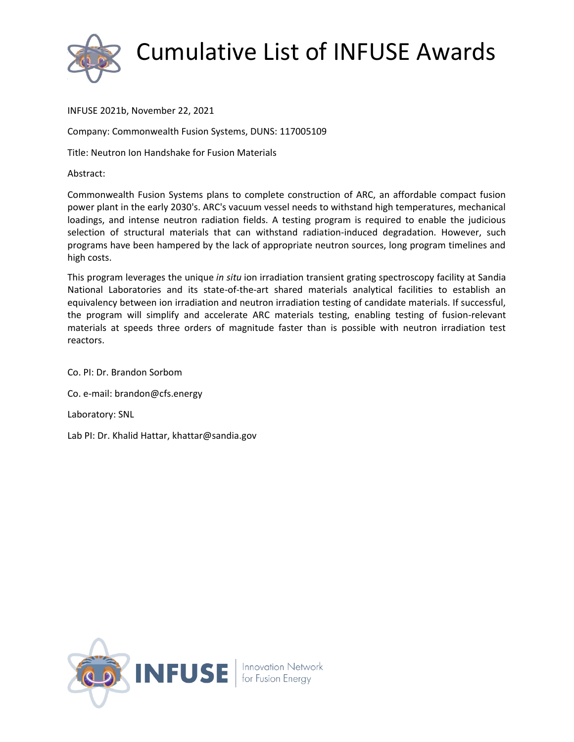# Cumulative List of INFUSE Awards

INFUSE 2021b, November 22, 2021

Company: Commonwealth Fusion Systems, DUNS: 117005109

Title: Neutron Ion Handshake for Fusion Materials

Abstract:

Commonwealth Fusion Systems plans to complete construction of ARC, an affordable compact fusion power plant in the early 2030's. ARC's vacuum vessel needs to withstand high temperatures, mechanical loadings, and intense neutron radiation fields. A testing program is required to enable the judicious selection of structural materials that can withstand radiation-induced degradation. However, such programs have been hampered by the lack of appropriate neutron sources, long program timelines and high costs.

This program leverages the unique *in situ* ion irradiation transient grating spectroscopy facility at Sandia National Laboratories and its state-of-the-art shared materials analytical facilities to establish an equivalency between ion irradiation and neutron irradiation testing of candidate materials. If successful, the program will simplify and accelerate ARC materials testing, enabling testing of fusion-relevant materials at speeds three orders of magnitude faster than is possible with neutron irradiation test reactors.

Co. PI: Dr. Brandon Sorbom

Co. e-mail: brandon@cfs.energy

Laboratory: SNL

Lab PI: Dr. Khalid Hattar, khattar@sandia.gov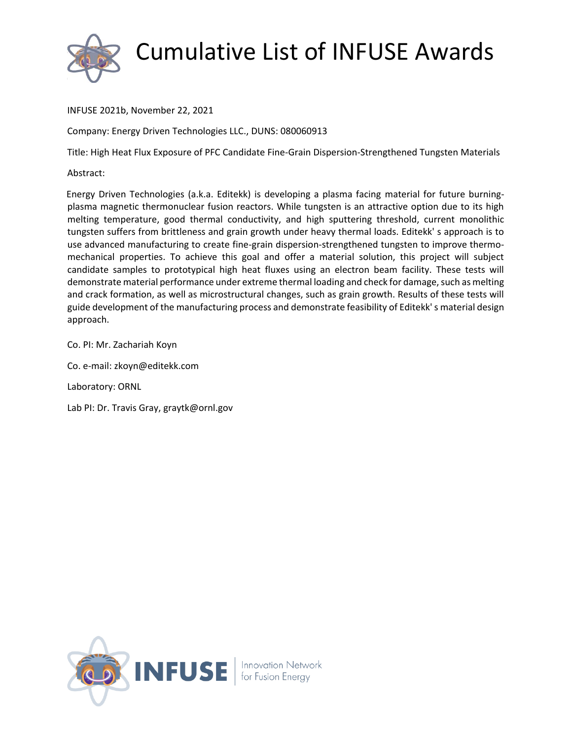# Cumulative List of INFUSE Awards

INFUSE 2021b, November 22, 2021

Company: Energy Driven Technologies LLC., DUNS: 080060913

Title: High Heat Flux Exposure of PFC Candidate Fine-Grain Dispersion-Strengthened Tungsten Materials

Abstract:

Energy Driven Technologies (a.k.a. Editekk) is developing a plasma facing material for future burning-plasma magnetic thermonuclear fusion reactors. While tungsten is an attractive option due to its high melting temperature, good thermal conductivity, and high sputtering threshold, current monolithic tungsten suffers from brittleness and grain growth under heavy thermal loads. Editekk' s approach is to use advanced manufacturing to create fine-grain dispersion-strengthened tungsten to improve thermo-mechanical properties. To achieve this goal and offer a material solution, this project will subject candidate samples to prototypical high heat fluxes using an electron beam facility. These tests will demonstrate material performance under extreme thermal loading and check for damage, such as melting and crack formation, as well as microstructural changes, such as grain growth. Results of these tests will guide development of the manufacturing process and demonstrate feasibility of Editekk' s material design approach.

Co. PI: Mr. Zachariah Koyn

Co. e-mail: zkoyn@editekk.com

Laboratory: ORNL

Lab PI: Dr. Travis Gray, graytk@ornl.gov

INFUSE | Innovation Network for Fusion Energy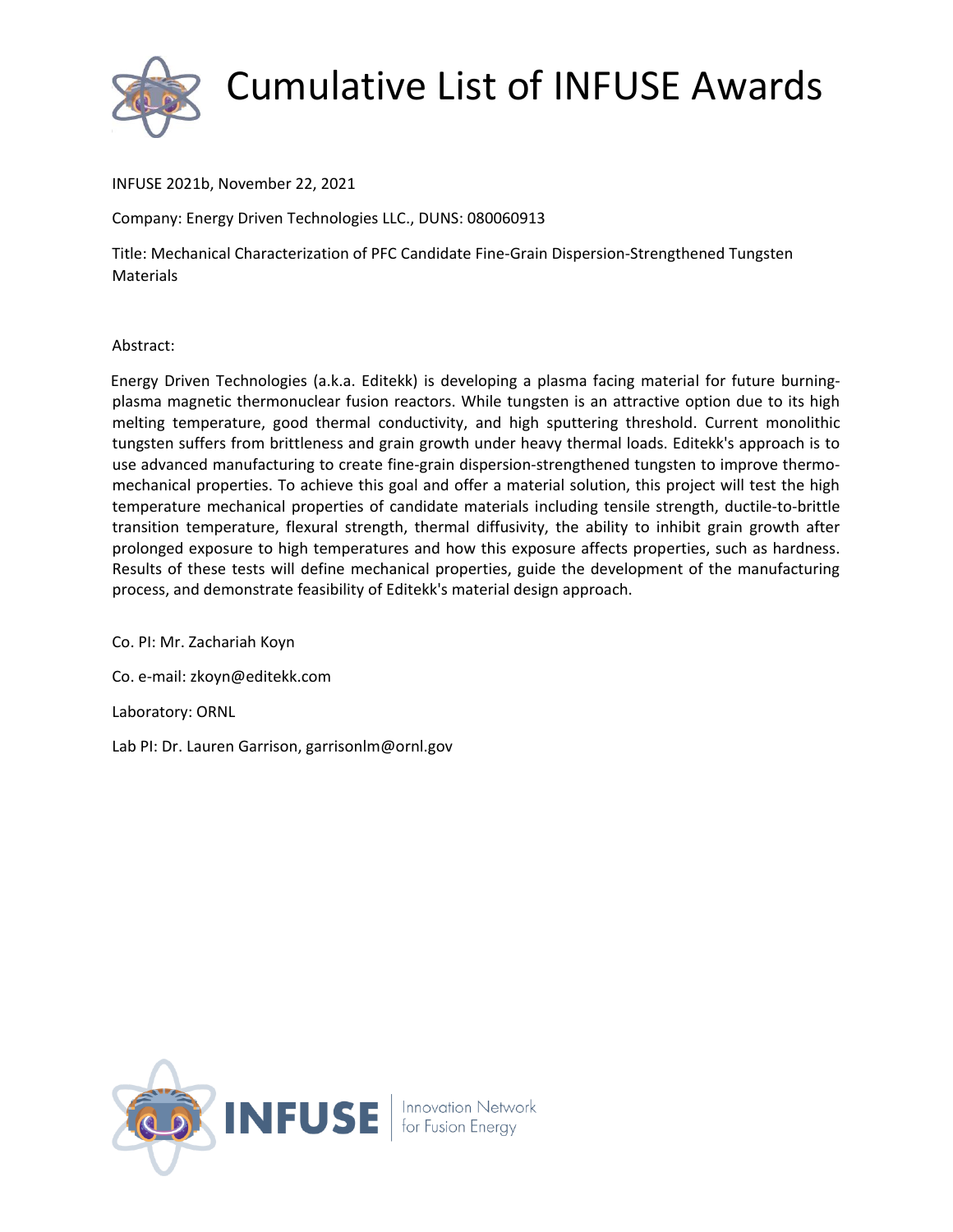# Cumulative List of INFUSE Awards

INFUSE 2021b, November 22, 2021

Company: Energy Driven Technologies LLC., DUNS: 080060913

Title: Mechanical Characterization of PFC Candidate Fine-Grain Dispersion-Strengthened Tungsten Materials

Abstract:

Energy Driven Technologies (a.k.a. Editekk) is developing a plasma facing material for future burning-plasma magnetic thermonuclear fusion reactors. While tungsten is an attractive option due to its high melting temperature, good thermal conductivity, and high sputtering threshold. Current monolithic tungsten suffers from brittleness and grain growth under heavy thermal loads. Editekk's approach is to use advanced manufacturing to create fine-grain dispersion-strengthened tungsten to improve thermo-mechanical properties. To achieve this goal and offer a material solution, this project will test the high temperature mechanical properties of candidate materials including tensile strength, ductile-to-brittle transition temperature, flexural strength, thermal diffusivity, the ability to inhibit grain growth after prolonged exposure to high temperatures and how this exposure affects properties, such as hardness. Results of these tests will define mechanical properties, guide the development of the manufacturing process, and demonstrate feasibility of Editekk's material design approach.

Co. PI: Mr. Zachariah Koyn

Co. e-mail: zkoyn@editekk.com

Laboratory: ORNL

Lab PI: Dr. Lauren Garrison, garrisonlm@ornl.gov

INFUSE | Innovation Network for Fusion Energy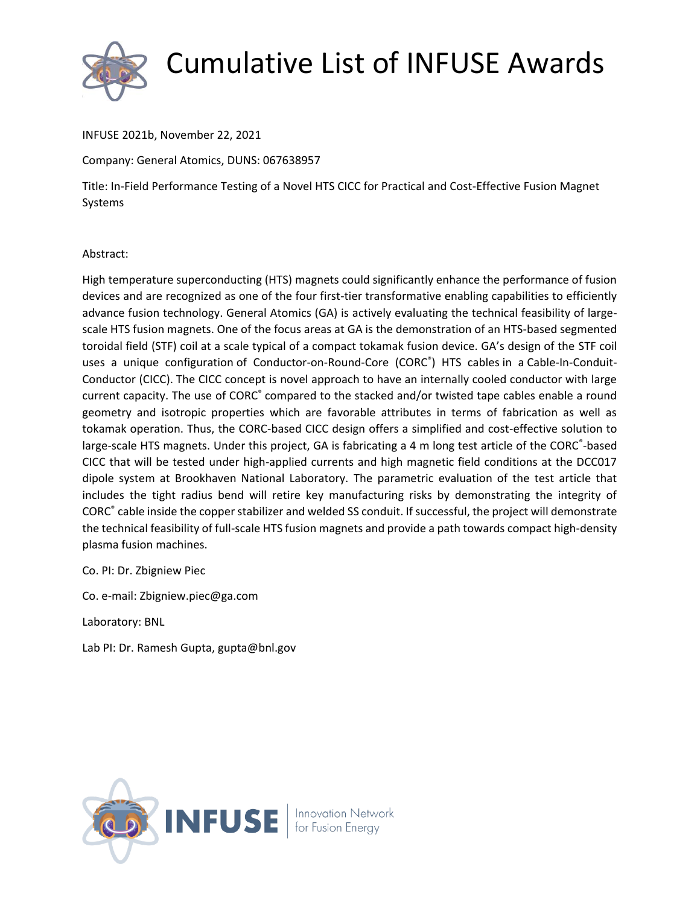# Cumulative List of INFUSE Awards

INFUSE 2021b, November 22, 2021

Company: General Atomics, DUNS: 067638957

Title: In-Field Performance Testing of a Novel HTS CICC for Practical and Cost-Effective Fusion Magnet Systems

Abstract:

High temperature superconducting (HTS) magnets could significantly enhance the performance of fusion devices and are recognized as one of the four first-tier transformative enabling capabilities to efficiently advance fusion technology. General Atomics (GA) is actively evaluating the technical feasibility of large-scale HTS fusion magnets. One of the focus areas at GA is the demonstration of an HTS-based segmented toroidal field (STF) coil at a scale typical of a compact tokamak fusion device. GA's design of the STF coil uses a unique configuration of Conductor-on-Round-Core (CORC®) HTS cables in a Cable-In-Conduit-Conductor (CICC). The CICC concept is novel approach to have an internally cooled conductor with large current capacity. The use of CORC® compared to the stacked and/or twisted tape cables enable a round geometry and isotropic properties which are favorable attributes in terms of fabrication as well as tokamak operation. Thus, the CORC-based CICC design offers a simplified and cost-effective solution to large-scale HTS magnets. Under this project, GA is fabricating a 4 m long test article of the CORC®-based CICC that will be tested under high-applied currents and high magnetic field conditions at the DCC017 dipole system at Brookhaven National Laboratory. The parametric evaluation of the test article that includes the tight radius bend will retire key manufacturing risks by demonstrating the integrity of CORC® cable inside the copper stabilizer and welded SS conduit. If successful, the project will demonstrate the technical feasibility of full-scale HTS fusion magnets and provide a path towards compact high-density plasma fusion machines.

Co. PI: Dr. Zbigniew Piec

Co. e-mail: Zbigniew.piec@ga.com

Laboratory: BNL

Lab PI: Dr. Ramesh Gupta, gupta@bnl.gov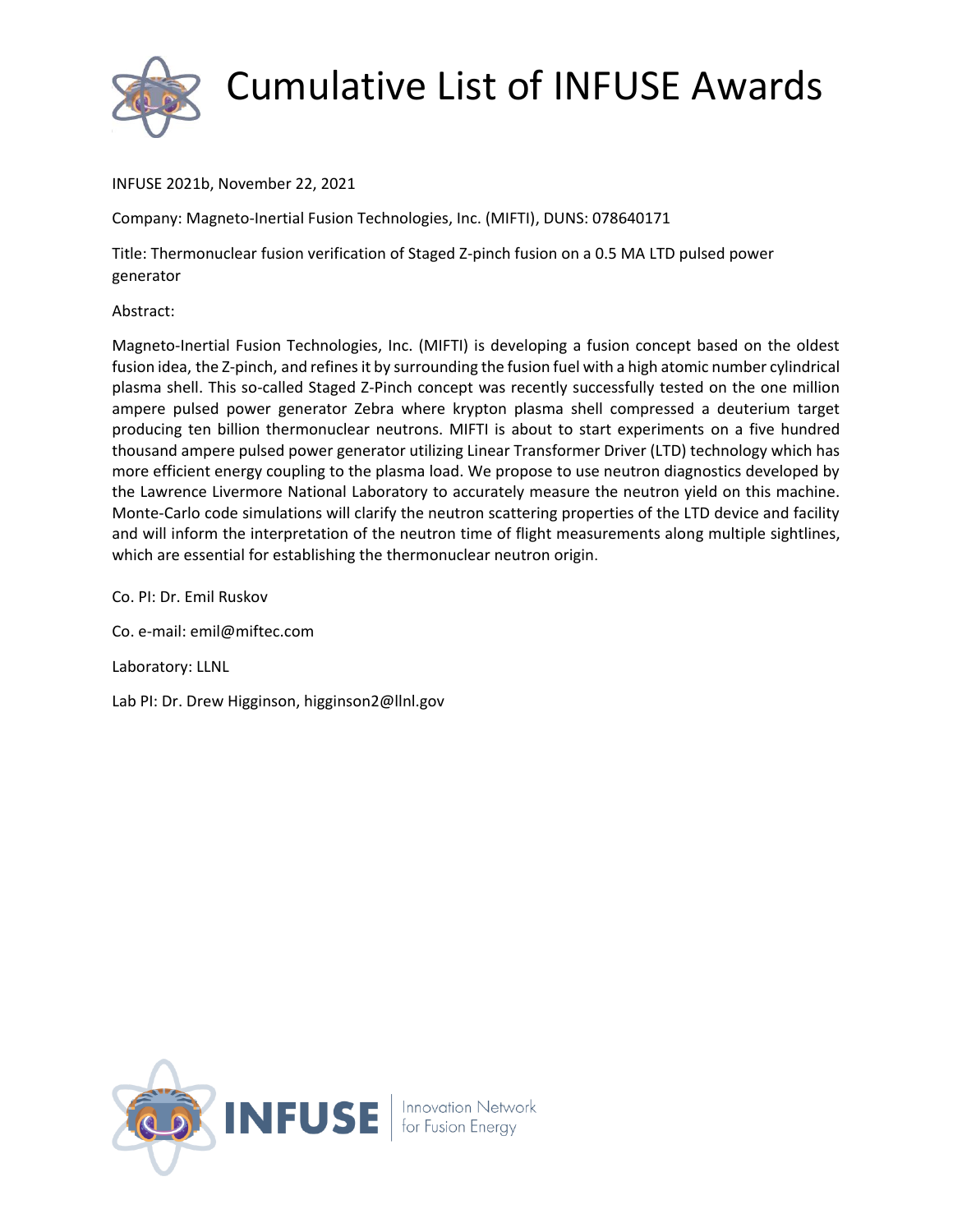INFUSE 2021b, November 22, 2021

Company: Magneto-Inertial Fusion Technologies, Inc. (MIFTI), DUNS: 078640171

Title: Thermonuclear fusion verification of Staged Z-pinch fusion on a 0.5 MA LTD pulsed power generator

Abstract:

Magneto-Inertial Fusion Technologies, Inc. (MIFTI) is developing a fusion concept based on the oldest fusion idea, the Z-pinch, and refines it by surrounding the fusion fuel with a high atomic number cylindrical plasma shell. This so-called Staged Z-Pinch concept was recently successfully tested on the one million ampere pulsed power generator Zebra where krypton plasma shell compressed a deuterium target producing ten billion thermonuclear neutrons. MIFTI is about to start experiments on a five hundred thousand ampere pulsed power generator utilizing Linear Transformer Driver (LTD) technology which has more efficient energy coupling to the plasma load. We propose to use neutron diagnostics developed by the Lawrence Livermore National Laboratory to accurately measure the neutron yield on this machine. Monte-Carlo code simulations will clarify the neutron scattering properties of the LTD device and facility and will inform the interpretation of the neutron time of flight measurements along multiple sightlines, which are essential for establishing the thermonuclear neutron origin.

Co. PI: Dr. Emil Ruskov

Co. e-mail: emil@miftec.com

Laboratory: LLNL

Lab PI: Dr. Drew Higginson, higginson2@llnl.gov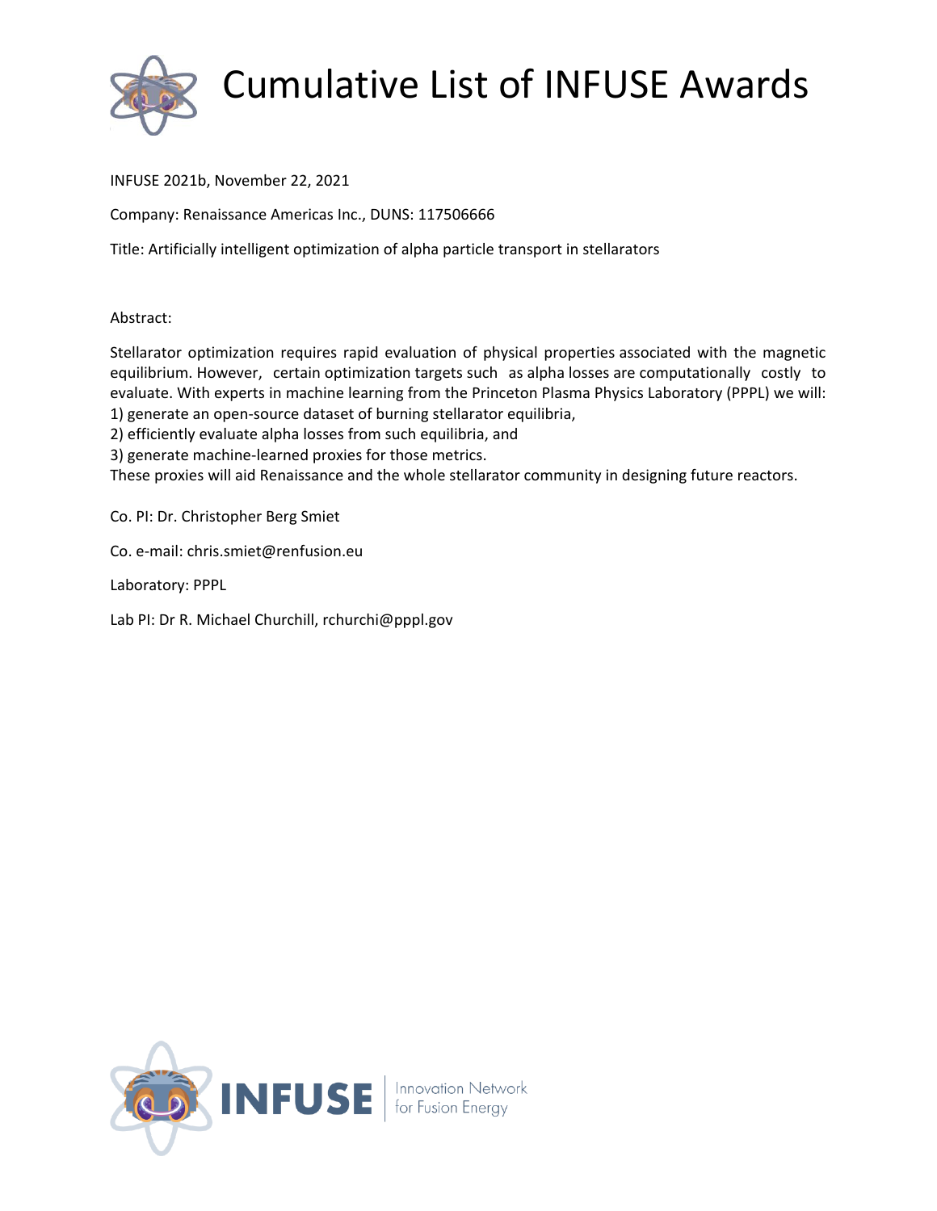# Cumulative List of INFUSE Awards

INFUSE 2021b, November 22, 2021

Company: Renaissance Americas Inc., DUNS: 117506666

Title: Artificially intelligent optimization of alpha particle transport in stellarators

Abstract:

Stellarator optimization requires rapid evaluation of physical properties associated with the magnetic equilibrium. However, certain optimization targets such as alpha losses are computationally costly to evaluate. With experts in machine learning from the Princeton Plasma Physics Laboratory (PPPL) we will:
1) generate an open-source dataset of burning stellarator equilibria,
2) efficiently evaluate alpha losses from such equilibria, and
3) generate machine-learned proxies for those metrics.
These proxies will aid Renaissance and the whole stellarator community in designing future reactors.

Co. PI: Dr. Christopher Berg Smiet

Co. e-mail: chris.smiet@renfusion.eu

Laboratory: PPPL

Lab PI: Dr R. Michael Churchill, rchurchi@pppl.gov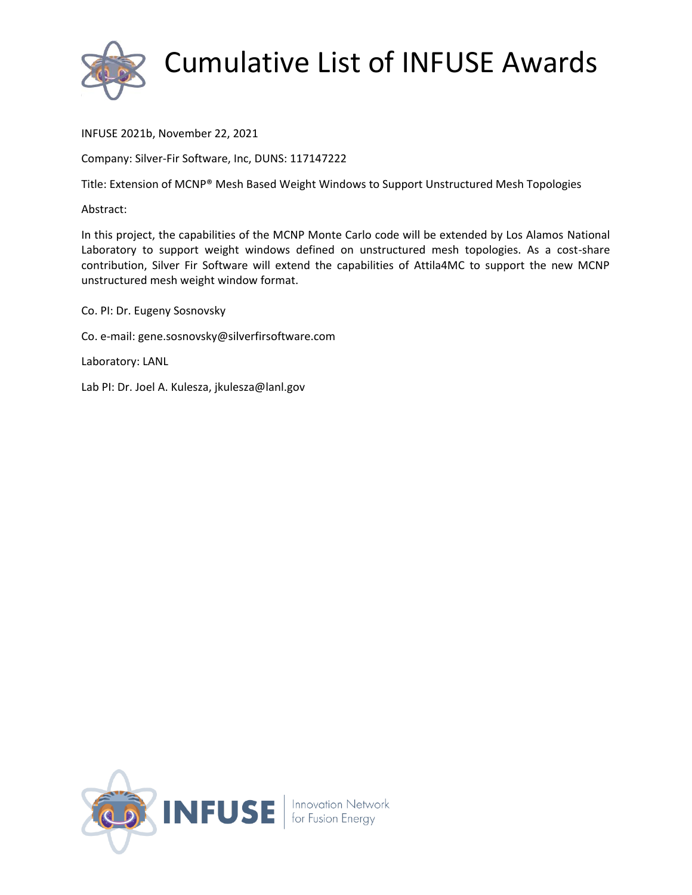# Cumulative List of INFUSE Awards

INFUSE 2021b, November 22, 2021

Company: Silver-Fir Software, Inc, DUNS: 117147222

Title: Extension of MCNP® Mesh Based Weight Windows to Support Unstructured Mesh Topologies

Abstract:

In this project, the capabilities of the MCNP Monte Carlo code will be extended by Los Alamos National Laboratory to support weight windows defined on unstructured mesh topologies. As a cost-share contribution, Silver Fir Software will extend the capabilities of Attila4MC to support the new MCNP unstructured mesh weight window format.

Co. PI: Dr. Eugeny Sosnovsky

Co. e-mail: gene.sosnovsky@silverfirsoftware.com

Laboratory: LANL

Lab PI: Dr. Joel A. Kulesza, jkulesza@lanl.gov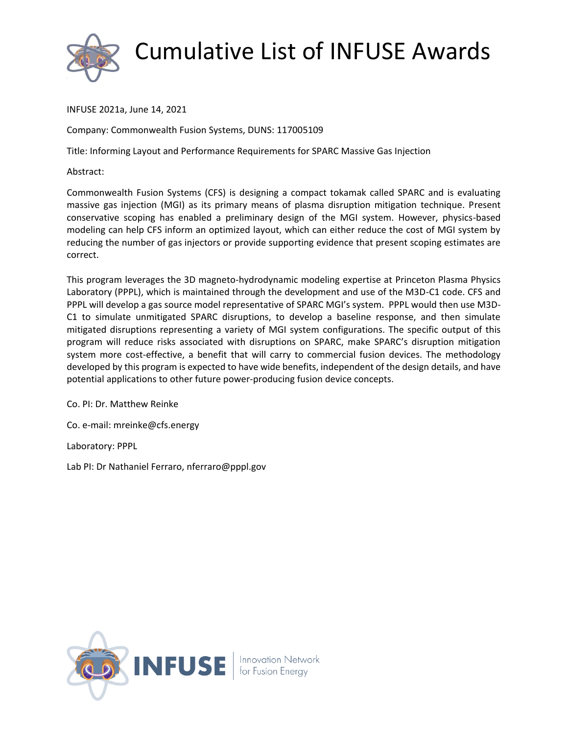# Cumulative List of INFUSE Awards

INFUSE 2021a, June 14, 2021

Company: Commonwealth Fusion Systems, DUNS: 117005109

Title: Informing Layout and Performance Requirements for SPARC Massive Gas Injection

Abstract:

Commonwealth Fusion Systems (CFS) is designing a compact tokamak called SPARC and is evaluating massive gas injection (MGI) as its primary means of plasma disruption mitigation technique. Present conservative scoping has enabled a preliminary design of the MGI system. However, physics-based modeling can help CFS inform an optimized layout, which can either reduce the cost of MGI system by reducing the number of gas injectors or provide supporting evidence that present scoping estimates are correct.

This program leverages the 3D magneto-hydrodynamic modeling expertise at Princeton Plasma Physics Laboratory (PPPL), which is maintained through the development and use of the M3D-C1 code. CFS and PPPL will develop a gas source model representative of SPARC MGI's system. PPPL would then use M3D-C1 to simulate unmitigated SPARC disruptions, to develop a baseline response, and then simulate mitigated disruptions representing a variety of MGI system configurations. The specific output of this program will reduce risks associated with disruptions on SPARC, make SPARC's disruption mitigation system more cost-effective, a benefit that will carry to commercial fusion devices. The methodology developed by this program is expected to have wide benefits, independent of the design details, and have potential applications to other future power-producing fusion device concepts.

Co. PI: Dr. Matthew Reinke

Co. e-mail: mreinke@cfs.energy

Laboratory: PPPL

Lab PI: Dr Nathaniel Ferraro, nferraro@pppl.gov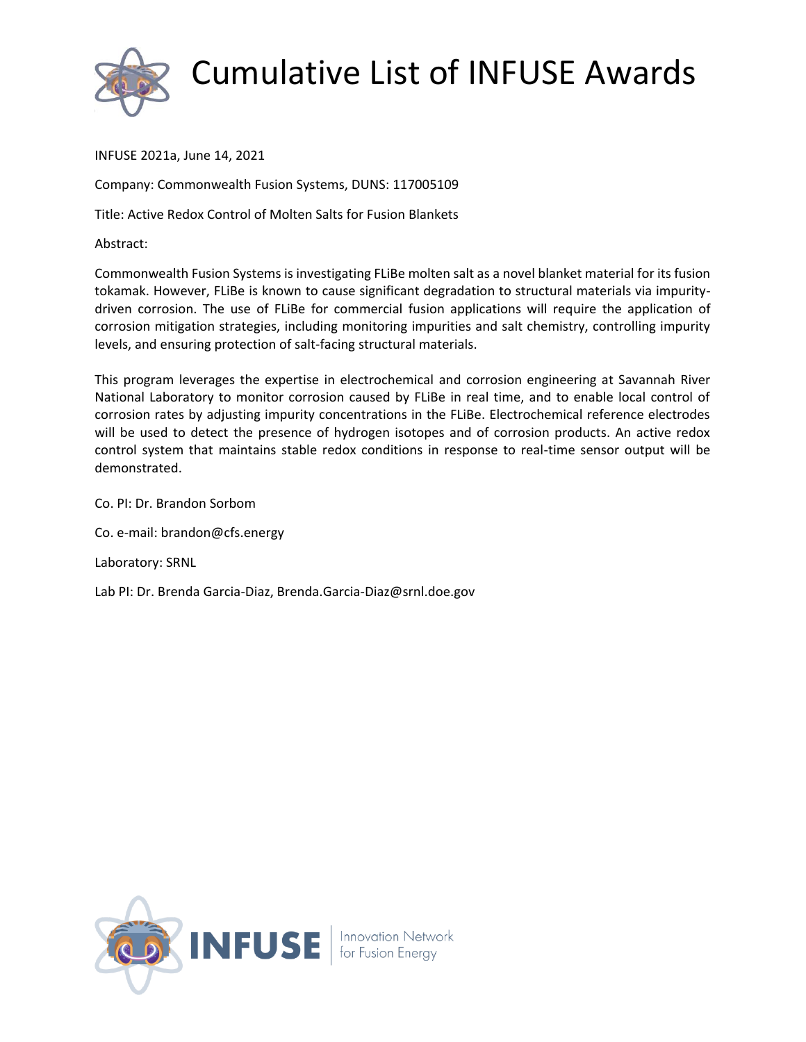# Cumulative List of INFUSE Awards

INFUSE 2021a, June 14, 2021

Company: Commonwealth Fusion Systems, DUNS: 117005109

Title: Active Redox Control of Molten Salts for Fusion Blankets

Abstract:

Commonwealth Fusion Systems is investigating FLiBe molten salt as a novel blanket material for its fusion tokamak. However, FLiBe is known to cause significant degradation to structural materials via impurity-driven corrosion. The use of FLiBe for commercial fusion applications will require the application of corrosion mitigation strategies, including monitoring impurities and salt chemistry, controlling impurity levels, and ensuring protection of salt-facing structural materials.

This program leverages the expertise in electrochemical and corrosion engineering at Savannah River National Laboratory to monitor corrosion caused by FLiBe in real time, and to enable local control of corrosion rates by adjusting impurity concentrations in the FLiBe. Electrochemical reference electrodes will be used to detect the presence of hydrogen isotopes and of corrosion products. An active redox control system that maintains stable redox conditions in response to real-time sensor output will be demonstrated.

Co. PI: Dr. Brandon Sorbom

Co. e-mail: brandon@cfs.energy

Laboratory: SRNL

Lab PI: Dr. Brenda Garcia-Diaz, Brenda.Garcia-Diaz@srnl.doe.gov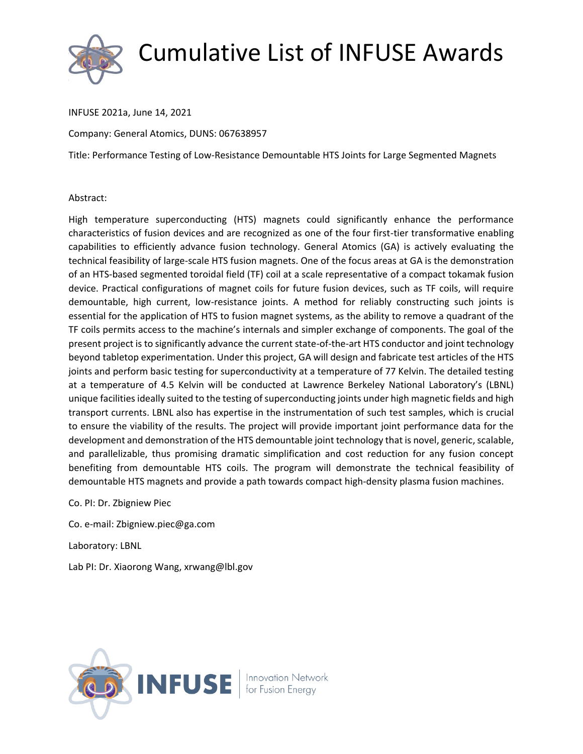# Cumulative List of INFUSE Awards

INFUSE 2021a, June 14, 2021

Company: General Atomics, DUNS: 067638957

Title: Performance Testing of Low-Resistance Demountable HTS Joints for Large Segmented Magnets

Abstract:

High temperature superconducting (HTS) magnets could significantly enhance the performance characteristics of fusion devices and are recognized as one of the four first-tier transformative enabling capabilities to efficiently advance fusion technology. General Atomics (GA) is actively evaluating the technical feasibility of large-scale HTS fusion magnets. One of the focus areas at GA is the demonstration of an HTS-based segmented toroidal field (TF) coil at a scale representative of a compact tokamak fusion device. Practical configurations of magnet coils for future fusion devices, such as TF coils, will require demountable, high current, low-resistance joints. A method for reliably constructing such joints is essential for the application of HTS to fusion magnet systems, as the ability to remove a quadrant of the TF coils permits access to the machine's internals and simpler exchange of components. The goal of the present project is to significantly advance the current state-of-the-art HTS conductor and joint technology beyond tabletop experimentation. Under this project, GA will design and fabricate test articles of the HTS joints and perform basic testing for superconductivity at a temperature of 77 Kelvin. The detailed testing at a temperature of 4.5 Kelvin will be conducted at Lawrence Berkeley National Laboratory's (LBNL) unique facilities ideally suited to the testing of superconducting joints under high magnetic fields and high transport currents. LBNL also has expertise in the instrumentation of such test samples, which is crucial to ensure the viability of the results. The project will provide important joint performance data for the development and demonstration of the HTS demountable joint technology that is novel, generic, scalable, and parallelizable, thus promising dramatic simplification and cost reduction for any fusion concept benefiting from demountable HTS coils. The program will demonstrate the technical feasibility of demountable HTS magnets and provide a path towards compact high-density plasma fusion machines.

Co. PI: Dr. Zbigniew Piec

Co. e-mail: Zbigniew.piec@ga.com

Laboratory: LBNL

Lab PI: Dr. Xiaorong Wang, xrwang@lbl.gov

INFUSE | Innovation Network for Fusion Energy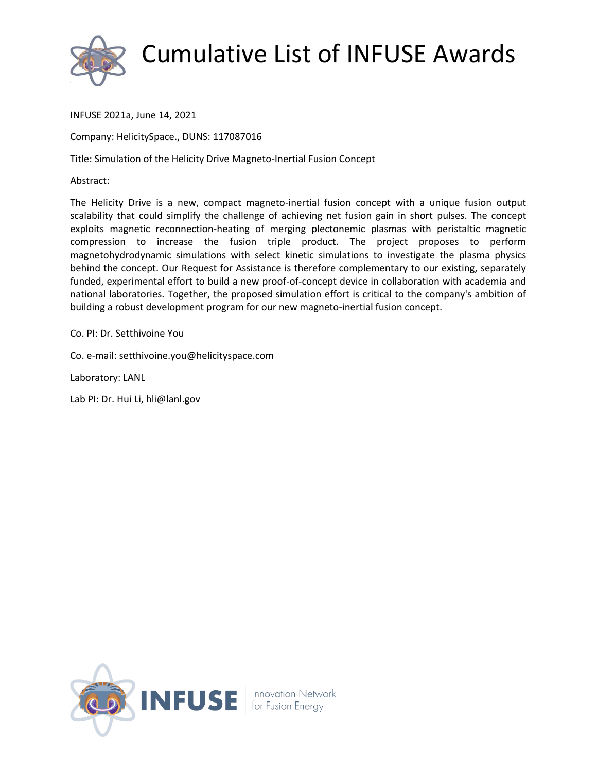# Cumulative List of INFUSE Awards

INFUSE 2021a, June 14, 2021

Company: HelicitySpace., DUNS: 117087016

Title: Simulation of the Helicity Drive Magneto-Inertial Fusion Concept

Abstract:

The Helicity Drive is a new, compact magneto-inertial fusion concept with a unique fusion output scalability that could simplify the challenge of achieving net fusion gain in short pulses. The concept exploits magnetic reconnection-heating of merging plectonemic plasmas with peristaltic magnetic compression to increase the fusion triple product. The project proposes to perform magnetohydrodynamic simulations with select kinetic simulations to investigate the plasma physics behind the concept. Our Request for Assistance is therefore complementary to our existing, separately funded, experimental effort to build a new proof-of-concept device in collaboration with academia and national laboratories. Together, the proposed simulation effort is critical to the company's ambition of building a robust development program for our new magneto-inertial fusion concept.

Co. PI: Dr. Setthivoine You

Co. e-mail: setthivoine.you@helicityspace.com

Laboratory: LANL

Lab PI: Dr. Hui Li, hli@lanl.gov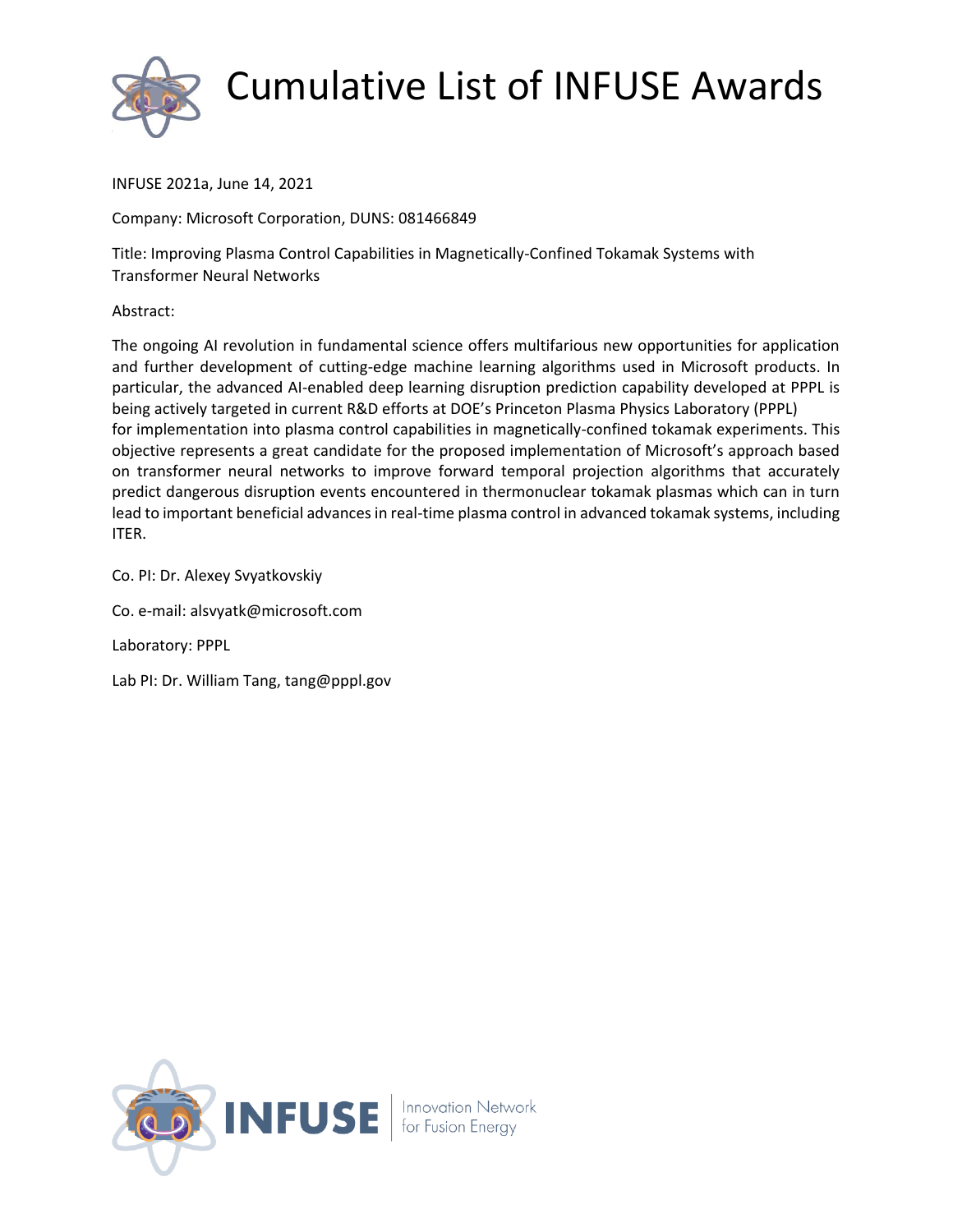# Cumulative List of INFUSE Awards

INFUSE 2021a, June 14, 2021

Company: Microsoft Corporation, DUNS: 081466849

Title: Improving Plasma Control Capabilities in Magnetically-Confined Tokamak Systems with Transformer Neural Networks

Abstract:

The ongoing AI revolution in fundamental science offers multifarious new opportunities for application and further development of cutting-edge machine learning algorithms used in Microsoft products. In particular, the advanced AI-enabled deep learning disruption prediction capability developed at PPPL is being actively targeted in current R&D efforts at DOE's Princeton Plasma Physics Laboratory (PPPL) for implementation into plasma control capabilities in magnetically-confined tokamak experiments. This objective represents a great candidate for the proposed implementation of Microsoft's approach based on transformer neural networks to improve forward temporal projection algorithms that accurately predict dangerous disruption events encountered in thermonuclear tokamak plasmas which can in turn lead to important beneficial advances in real-time plasma control in advanced tokamak systems, including ITER.

Co. PI: Dr. Alexey Svyatkovskiy

Co. e-mail: alsvyatk@microsoft.com

Laboratory: PPPL

Lab PI: Dr. William Tang, tang@pppl.gov

INFUSE | Innovation Network for Fusion Energy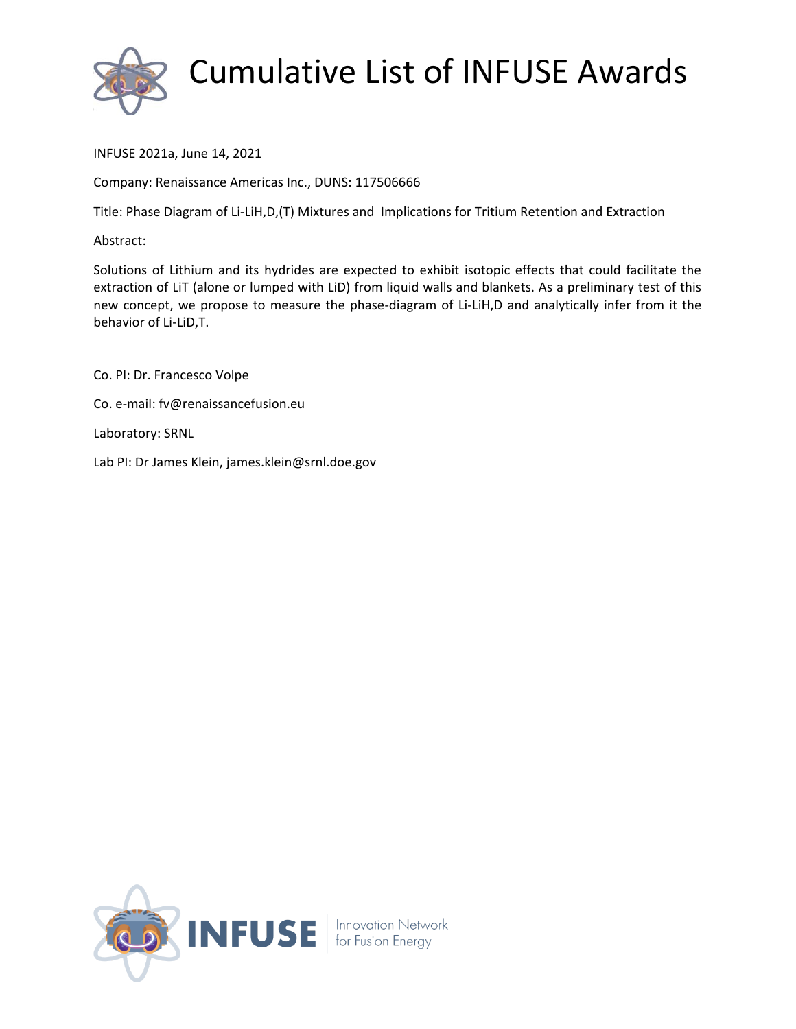# Cumulative List of INFUSE Awards

INFUSE 2021a, June 14, 2021

Company: Renaissance Americas Inc., DUNS: 117506666

Title: Phase Diagram of Li-LiH,D,(T) Mixtures and Implications for Tritium Retention and Extraction

Abstract:

Solutions of Lithium and its hydrides are expected to exhibit isotopic effects that could facilitate the extraction of LiT (alone or lumped with LiD) from liquid walls and blankets. As a preliminary test of this new concept, we propose to measure the phase-diagram of Li-LiH,D and analytically infer from it the behavior of Li-LiD,T.

Co. PI: Dr. Francesco Volpe

Co. e-mail: fv@renaissancefusion.eu

Laboratory: SRNL

Lab PI: Dr James Klein, james.klein@srnl.doe.gov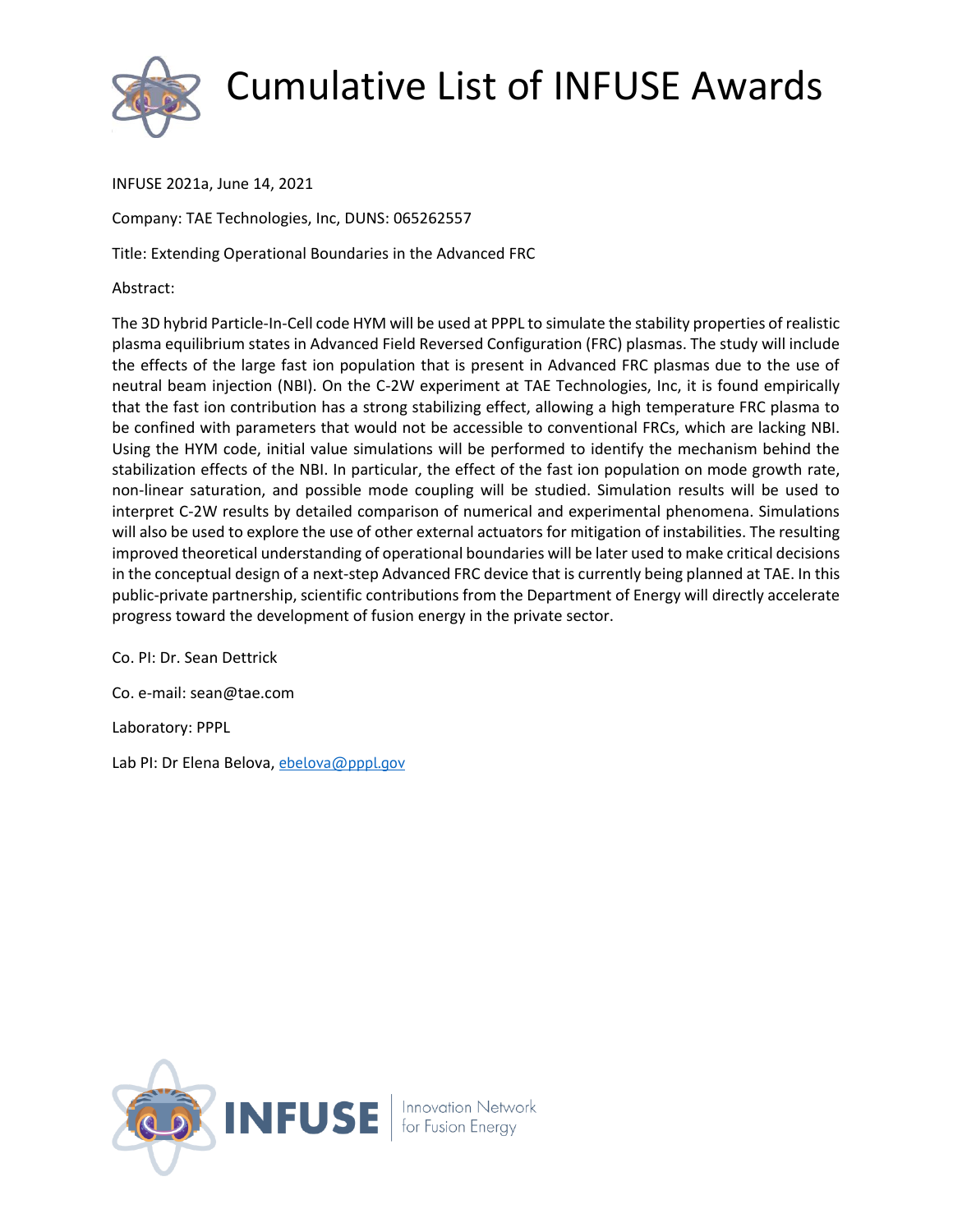# Cumulative List of INFUSE Awards

INFUSE 2021a, June 14, 2021

Company: TAE Technologies, Inc, DUNS: 065262557

Title: Extending Operational Boundaries in the Advanced FRC

Abstract:

The 3D hybrid Particle-In-Cell code HYM will be used at PPPL to simulate the stability properties of realistic plasma equilibrium states in Advanced Field Reversed Configuration (FRC) plasmas. The study will include the effects of the large fast ion population that is present in Advanced FRC plasmas due to the use of neutral beam injection (NBI). On the C-2W experiment at TAE Technologies, Inc, it is found empirically that the fast ion contribution has a strong stabilizing effect, allowing a high temperature FRC plasma to be confined with parameters that would not be accessible to conventional FRCs, which are lacking NBI. Using the HYM code, initial value simulations will be performed to identify the mechanism behind the stabilization effects of the NBI. In particular, the effect of the fast ion population on mode growth rate, non-linear saturation, and possible mode coupling will be studied. Simulation results will be used to interpret C-2W results by detailed comparison of numerical and experimental phenomena. Simulations will also be used to explore the use of other external actuators for mitigation of instabilities. The resulting improved theoretical understanding of operational boundaries will be later used to make critical decisions in the conceptual design of a next-step Advanced FRC device that is currently being planned at TAE. In this public-private partnership, scientific contributions from the Department of Energy will directly accelerate progress toward the development of fusion energy in the private sector.

Co. PI: Dr. Sean Dettrick

Co. e-mail: sean@tae.com

Laboratory: PPPL

Lab PI: Dr Elena Belova, ebelova@pppl.gov

INFUSE | Innovation Network for Fusion Energy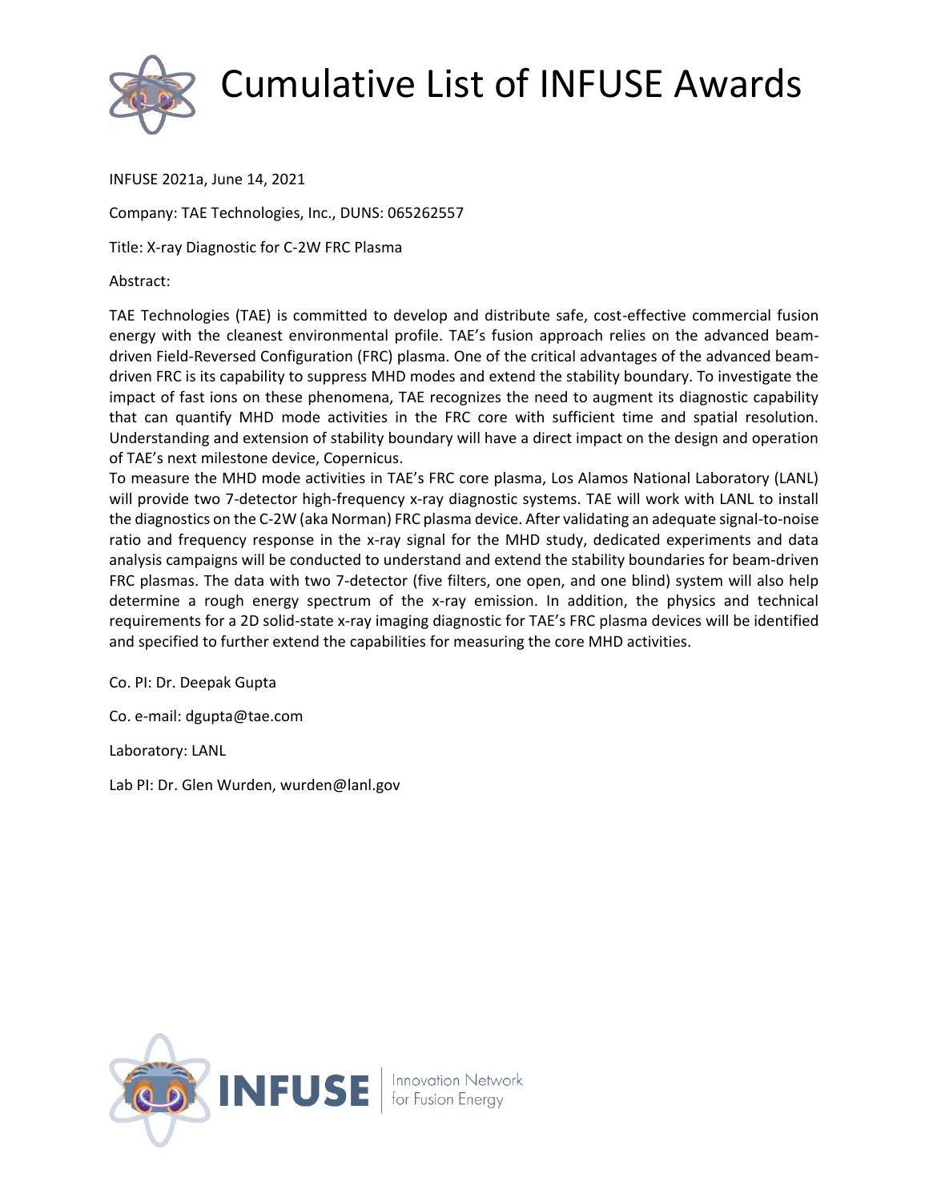# Cumulative List of INFUSE Awards

INFUSE 2021a, June 14, 2021

Company: TAE Technologies, Inc., DUNS: 065262557

Title: X-ray Diagnostic for C-2W FRC Plasma

Abstract:

TAE Technologies (TAE) is committed to develop and distribute safe, cost-effective commercial fusion energy with the cleanest environmental profile. TAE's fusion approach relies on the advanced beam-driven Field-Reversed Configuration (FRC) plasma. One of the critical advantages of the advanced beam-driven FRC is its capability to suppress MHD modes and extend the stability boundary. To investigate the impact of fast ions on these phenomena, TAE recognizes the need to augment its diagnostic capability that can quantify MHD mode activities in the FRC core with sufficient time and spatial resolution. Understanding and extension of stability boundary will have a direct impact on the design and operation of TAE's next milestone device, Copernicus.

To measure the MHD mode activities in TAE's FRC core plasma, Los Alamos National Laboratory (LANL) will provide two 7-detector high-frequency x-ray diagnostic systems. TAE will work with LANL to install the diagnostics on the C-2W (aka Norman) FRC plasma device. After validating an adequate signal-to-noise ratio and frequency response in the x-ray signal for the MHD study, dedicated experiments and data analysis campaigns will be conducted to understand and extend the stability boundaries for beam-driven FRC plasmas. The data with two 7-detector (five filters, one open, and one blind) system will also help determine a rough energy spectrum of the x-ray emission. In addition, the physics and technical requirements for a 2D solid-state x-ray imaging diagnostic for TAE's FRC plasma devices will be identified and specified to further extend the capabilities for measuring the core MHD activities.

Co. PI: Dr. Deepak Gupta

Co. e-mail: dgupta@tae.com

Laboratory: LANL

Lab PI: Dr. Glen Wurden, wurden@lanl.gov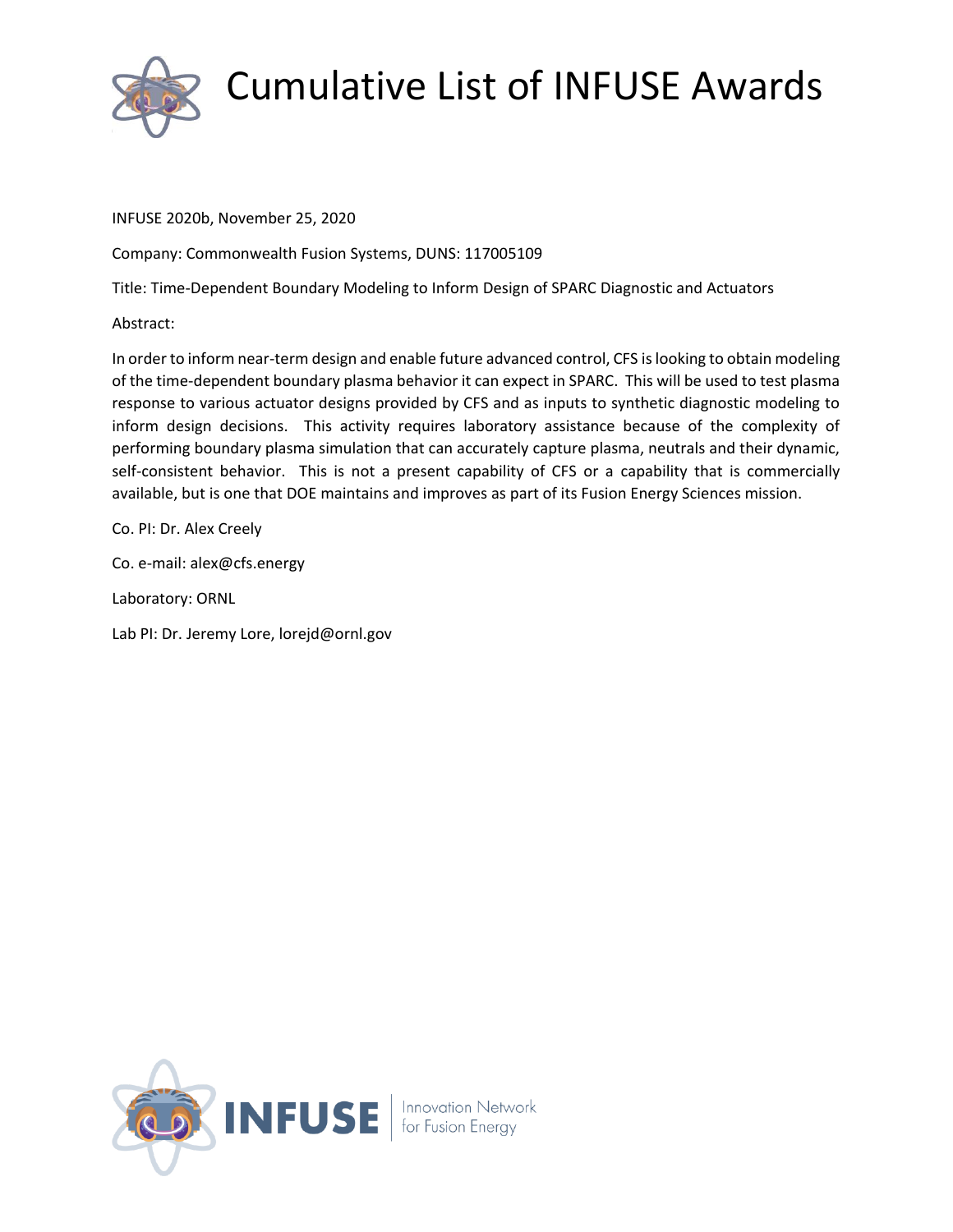INFUSE 2020b, November 25, 2020

Company: Commonwealth Fusion Systems, DUNS: 117005109

Title: Time-Dependent Boundary Modeling to Inform Design of SPARC Diagnostic and Actuators

Abstract:

In order to inform near-term design and enable future advanced control, CFS is looking to obtain modeling of the time-dependent boundary plasma behavior it can expect in SPARC. This will be used to test plasma response to various actuator designs provided by CFS and as inputs to synthetic diagnostic modeling to inform design decisions. This activity requires laboratory assistance because of the complexity of performing boundary plasma simulation that can accurately capture plasma, neutrals and their dynamic, self-consistent behavior. This is not a present capability of CFS or a capability that is commercially available, but is one that DOE maintains and improves as part of its Fusion Energy Sciences mission.

Co. PI: Dr. Alex Creely

Co. e-mail: alex@cfs.energy

Laboratory: ORNL

Lab PI: Dr. Jeremy Lore, lorejd@ornl.gov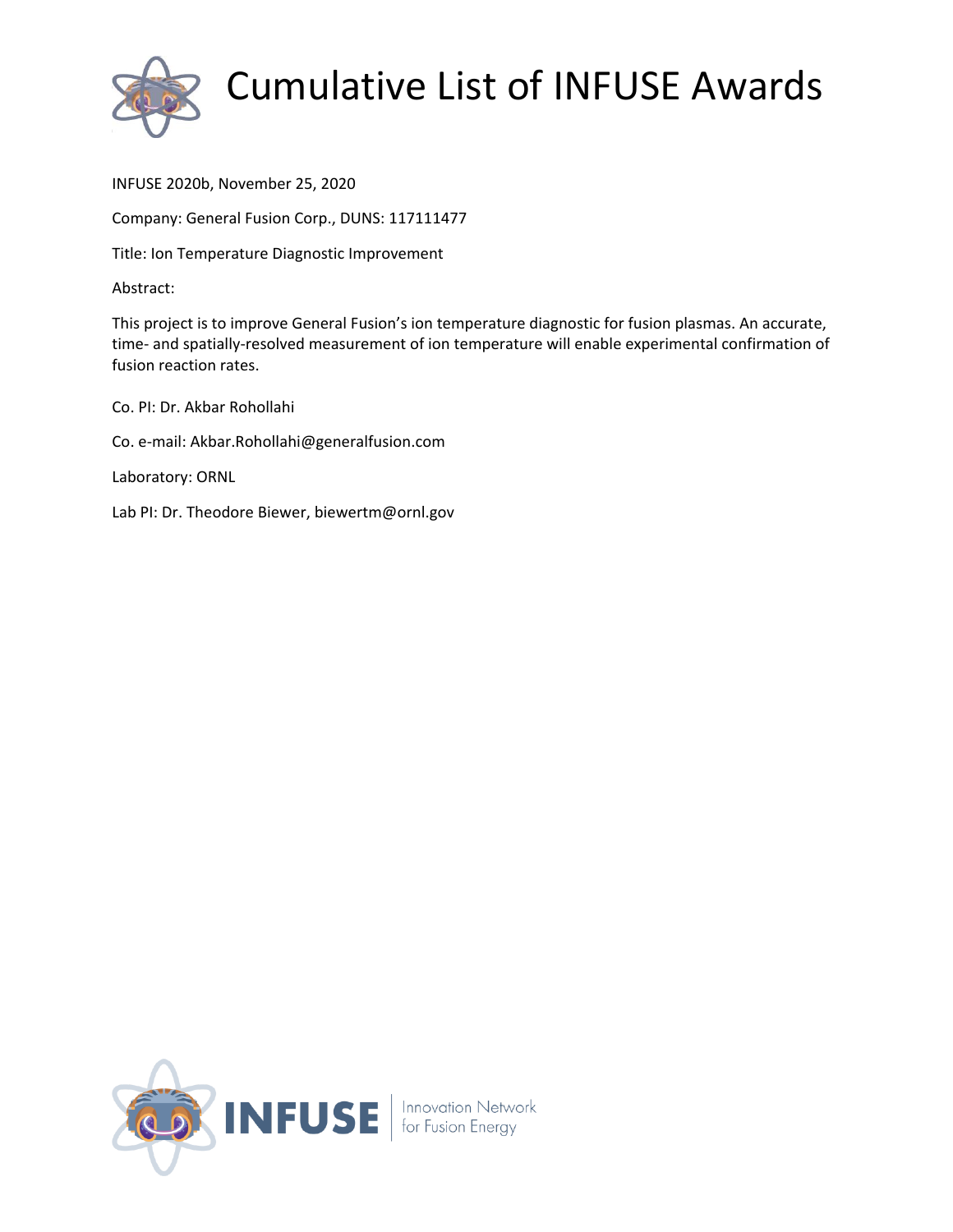# Cumulative List of INFUSE Awards

INFUSE 2020b, November 25, 2020

Company: General Fusion Corp., DUNS: 117111477

Title: Ion Temperature Diagnostic Improvement

Abstract:

This project is to improve General Fusion's ion temperature diagnostic for fusion plasmas. An accurate, time- and spatially-resolved measurement of ion temperature will enable experimental confirmation of fusion reaction rates.

Co. PI: Dr. Akbar Rohollahi

Co. e-mail: Akbar.Rohollahi@generalfusion.com

Laboratory: ORNL

Lab PI: Dr. Theodore Biewer, biewertm@ornl.gov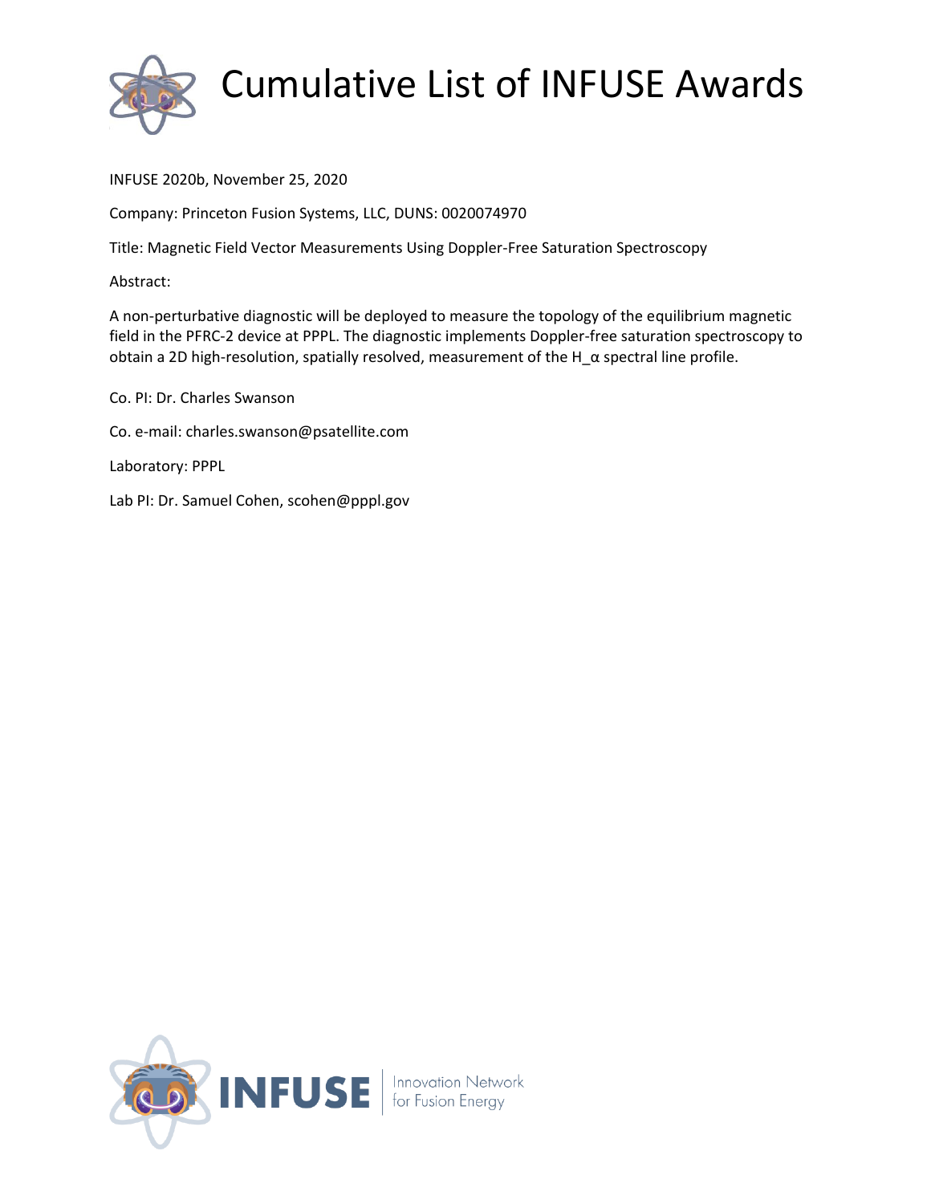# Cumulative List of INFUSE Awards

INFUSE 2020b, November 25, 2020

Company: Princeton Fusion Systems, LLC, DUNS: 0020074970

Title: Magnetic Field Vector Measurements Using Doppler-Free Saturation Spectroscopy

Abstract:

A non-perturbative diagnostic will be deployed to measure the topology of the equilibrium magnetic field in the PFRC-2 device at PPPL. The diagnostic implements Doppler-free saturation spectroscopy to obtain a 2D high-resolution, spatially resolved, measurement of the $H_\alpha$ spectral line profile.

Co. PI: Dr. Charles Swanson

Co. e-mail: charles.swanson@psatellite.com

Laboratory: PPPL

Lab PI: Dr. Samuel Cohen, scohen@pppl.gov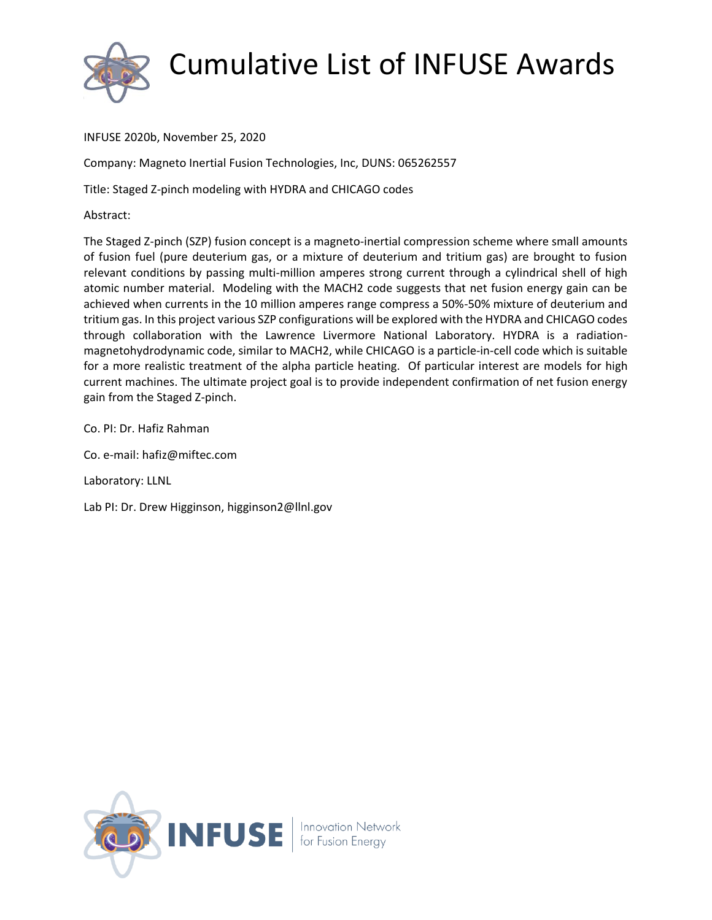# Cumulative List of INFUSE Awards

INFUSE 2020b, November 25, 2020

Company: Magneto Inertial Fusion Technologies, Inc, DUNS: 065262557

Title: Staged Z-pinch modeling with HYDRA and CHICAGO codes

Abstract:

The Staged Z-pinch (SZP) fusion concept is a magneto-inertial compression scheme where small amounts of fusion fuel (pure deuterium gas, or a mixture of deuterium and tritium gas) are brought to fusion relevant conditions by passing multi-million amperes strong current through a cylindrical shell of high atomic number material. Modeling with the MACH2 code suggests that net fusion energy gain can be achieved when currents in the 10 million amperes range compress a 50%-50% mixture of deuterium and tritium gas. In this project various SZP configurations will be explored with the HYDRA and CHICAGO codes through collaboration with the Lawrence Livermore National Laboratory. HYDRA is a radiation-magnetohydrodynamic code, similar to MACH2, while CHICAGO is a particle-in-cell code which is suitable for a more realistic treatment of the alpha particle heating. Of particular interest are models for high current machines. The ultimate project goal is to provide independent confirmation of net fusion energy gain from the Staged Z-pinch.

Co. PI: Dr. Hafiz Rahman

Co. e-mail: hafiz@miftec.com

Laboratory: LLNL

Lab PI: Dr. Drew Higginson, higginson2@llnl.gov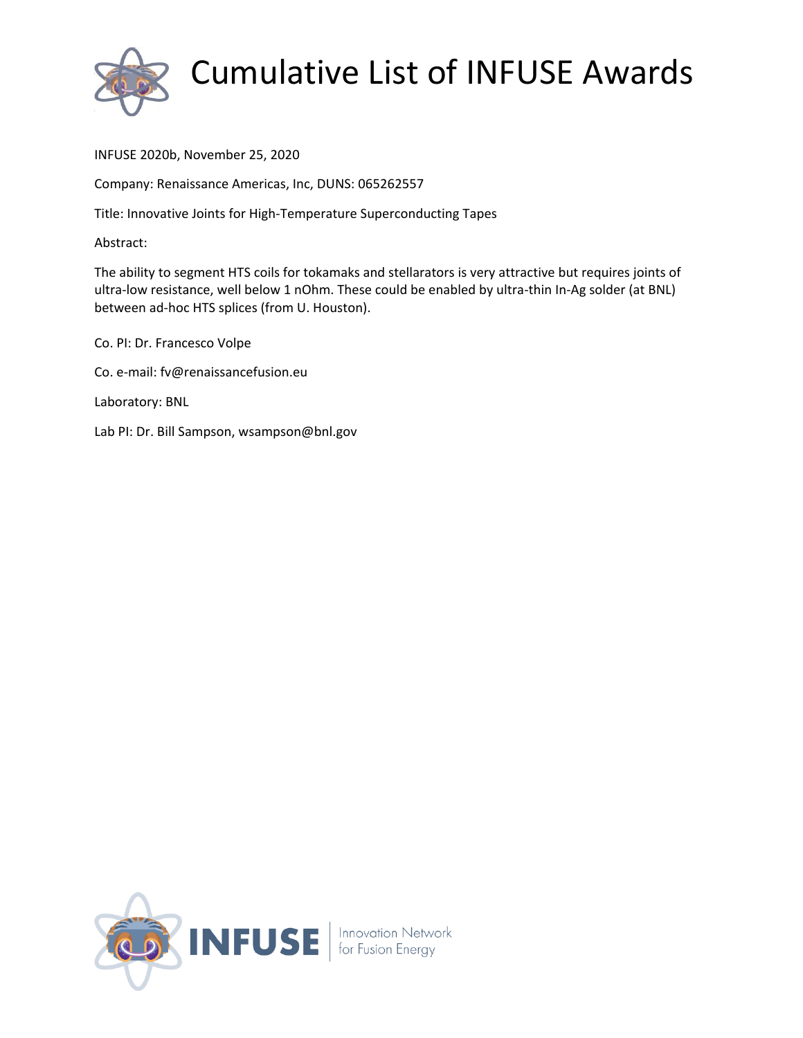# Cumulative List of INFUSE Awards

INFUSE 2020b, November 25, 2020

Company: Renaissance Americas, Inc, DUNS: 065262557

Title: Innovative Joints for High-Temperature Superconducting Tapes

Abstract:

The ability to segment HTS coils for tokamaks and stellarators is very attractive but requires joints of ultra-low resistance, well below 1 nOhm. These could be enabled by ultra-thin In-Ag solder (at BNL) between ad-hoc HTS splices (from U. Houston).

Co. PI: Dr. Francesco Volpe

Co. e-mail: fv@renaissancefusion.eu

Laboratory: BNL

Lab PI: Dr. Bill Sampson, wsampson@bnl.gov

INFUSE | Innovation Network for Fusion Energy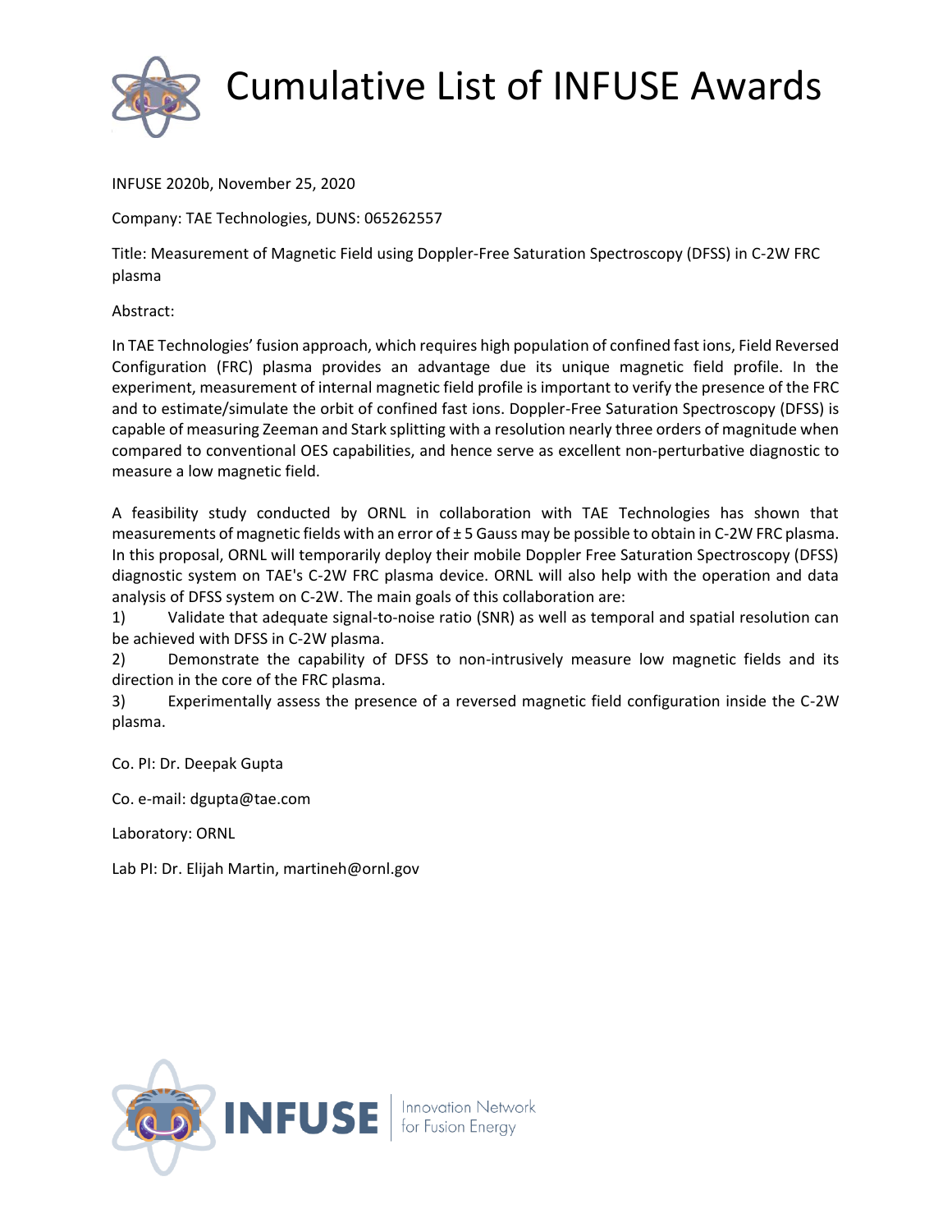# Cumulative List of INFUSE Awards

INFUSE 2020b, November 25, 2020

Company: TAE Technologies, DUNS: 065262557

Title: Measurement of Magnetic Field using Doppler-Free Saturation Spectroscopy (DFSS) in C-2W FRC plasma

Abstract:

In TAE Technologies' fusion approach, which requires high population of confined fast ions, Field Reversed Configuration (FRC) plasma provides an advantage due its unique magnetic field profile. In the experiment, measurement of internal magnetic field profile is important to verify the presence of the FRC and to estimate/simulate the orbit of confined fast ions. Doppler-Free Saturation Spectroscopy (DFSS) is capable of measuring Zeeman and Stark splitting with a resolution nearly three orders of magnitude when compared to conventional OES capabilities, and hence serve as excellent non-perturbative diagnostic to measure a low magnetic field.

A feasibility study conducted by ORNL in collaboration with TAE Technologies has shown that measurements of magnetic fields with an error of ± 5 Gauss may be possible to obtain in C-2W FRC plasma. In this proposal, ORNL will temporarily deploy their mobile Doppler Free Saturation Spectroscopy (DFSS) diagnostic system on TAE's C-2W FRC plasma device. ORNL will also help with the operation and data analysis of DFSS system on C-2W. The main goals of this collaboration are:

1) Validate that adequate signal-to-noise ratio (SNR) as well as temporal and spatial resolution can be achieved with DFSS in C-2W plasma.
2) Demonstrate the capability of DFSS to non-intrusively measure low magnetic fields and its direction in the core of the FRC plasma.
3) Experimentally assess the presence of a reversed magnetic field configuration inside the C-2W plasma.

Co. PI: Dr. Deepak Gupta

Co. e-mail: dgupta@tae.com

Laboratory: ORNL

Lab PI: Dr. Elijah Martin, martineh@ornl.gov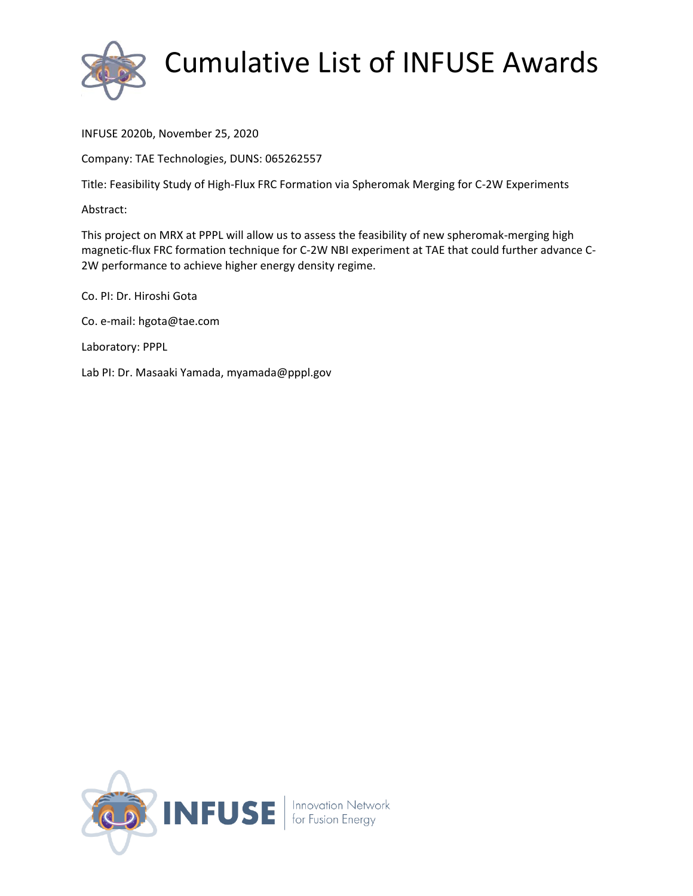# Cumulative List of INFUSE Awards

INFUSE 2020b, November 25, 2020

Company: TAE Technologies, DUNS: 065262557

Title: Feasibility Study of High-Flux FRC Formation via Spheromak Merging for C-2W Experiments

Abstract:

This project on MRX at PPPL will allow us to assess the feasibility of new spheromak-merging high magnetic-flux FRC formation technique for C-2W NBI experiment at TAE that could further advance C-2W performance to achieve higher energy density regime.

Co. PI: Dr. Hiroshi Gota

Co. e-mail: hgota@tae.com

Laboratory: PPPL

Lab PI: Dr. Masaaki Yamada, myamada@pppl.gov

INFUSE | Innovation Network for Fusion Energy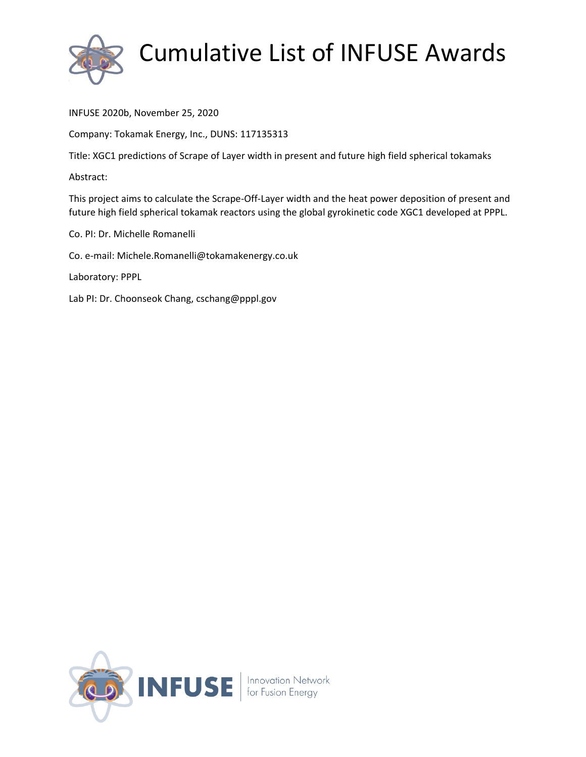# Cumulative List of INFUSE Awards

INFUSE 2020b, November 25, 2020

Company: Tokamak Energy, Inc., DUNS: 117135313

Title: XGC1 predictions of Scrape of Layer width in present and future high field spherical tokamaks

Abstract:

This project aims to calculate the Scrape-Off-Layer width and the heat power deposition of present and future high field spherical tokamak reactors using the global gyrokinetic code XGC1 developed at PPPL.

Co. PI: Dr. Michelle Romanelli

Co. e-mail: Michele.Romanelli@tokamakenergy.co.uk

Laboratory: PPPL

Lab PI: Dr. Choonseok Chang, cschang@pppl.gov

INFUSE | Innovation Network for Fusion Energy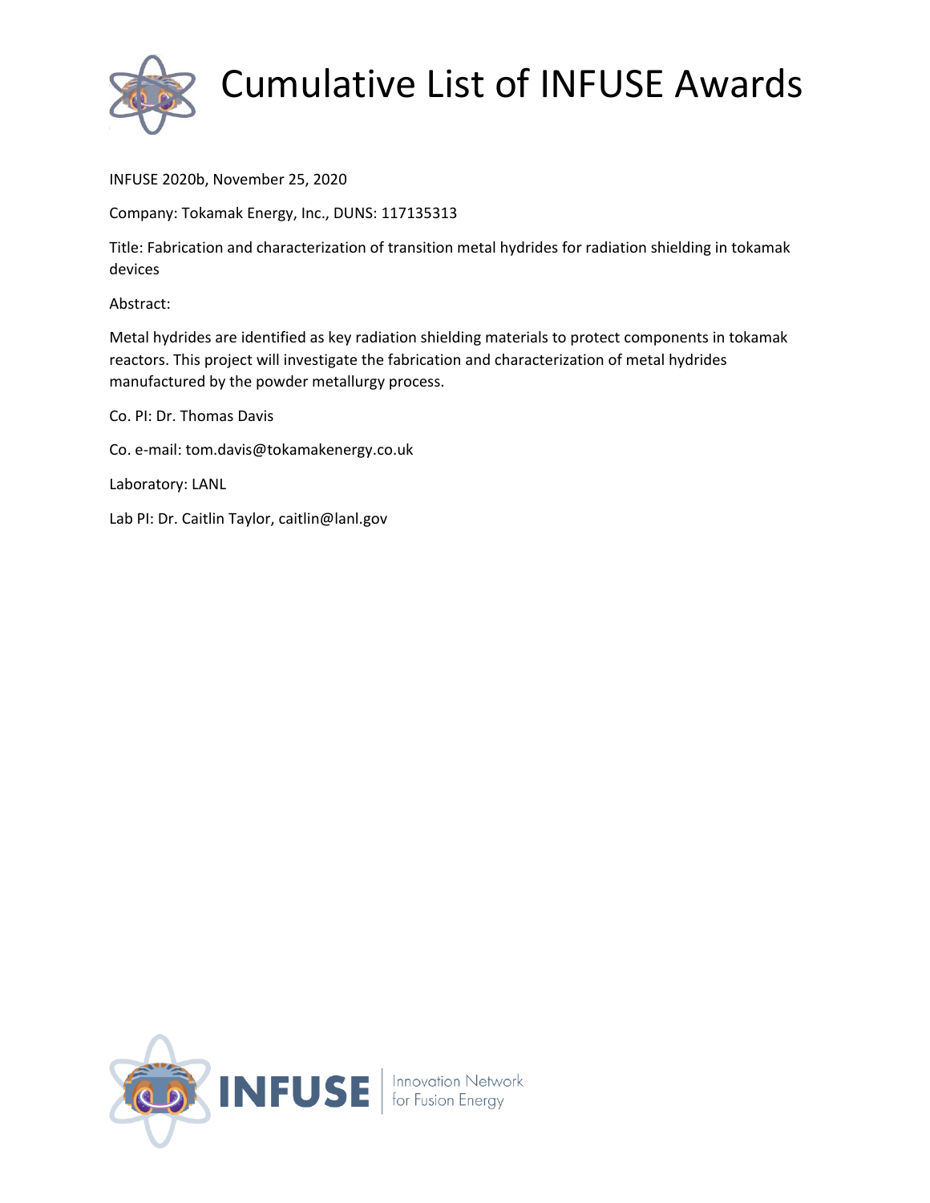# Cumulative List of INFUSE Awards

INFUSE 2020b, November 25, 2020

Company: Tokamak Energy, Inc., DUNS: 117135313

Title: Fabrication and characterization of transition metal hydrides for radiation shielding in tokamak devices

Abstract:

Metal hydrides are identified as key radiation shielding materials to protect components in tokamak reactors. This project will investigate the fabrication and characterization of metal hydrides manufactured by the powder metallurgy process.

Co. PI: Dr. Thomas Davis

Co. e-mail: tom.davis@tokamakenergy.co.uk

Laboratory: LANL

Lab PI: Dr. Caitlin Taylor, caitlin@lanl.gov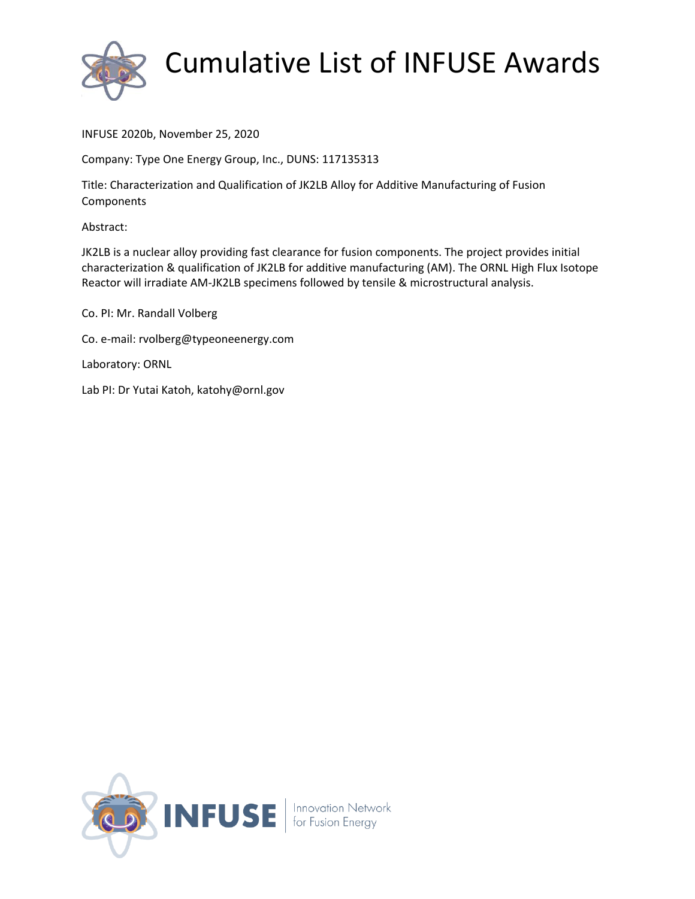# Cumulative List of INFUSE Awards

INFUSE 2020b, November 25, 2020

Company: Type One Energy Group, Inc., DUNS: 117135313

Title: Characterization and Qualification of JK2LB Alloy for Additive Manufacturing of Fusion Components

Abstract:

JK2LB is a nuclear alloy providing fast clearance for fusion components. The project provides initial characterization & qualification of JK2LB for additive manufacturing (AM). The ORNL High Flux Isotope Reactor will irradiate AM-JK2LB specimens followed by tensile & microstructural analysis.

Co. PI: Mr. Randall Volberg

Co. e-mail: rvolberg@typeoneenergy.com

Laboratory: ORNL

Lab PI: Dr Yutai Katoh, katohy@ornl.gov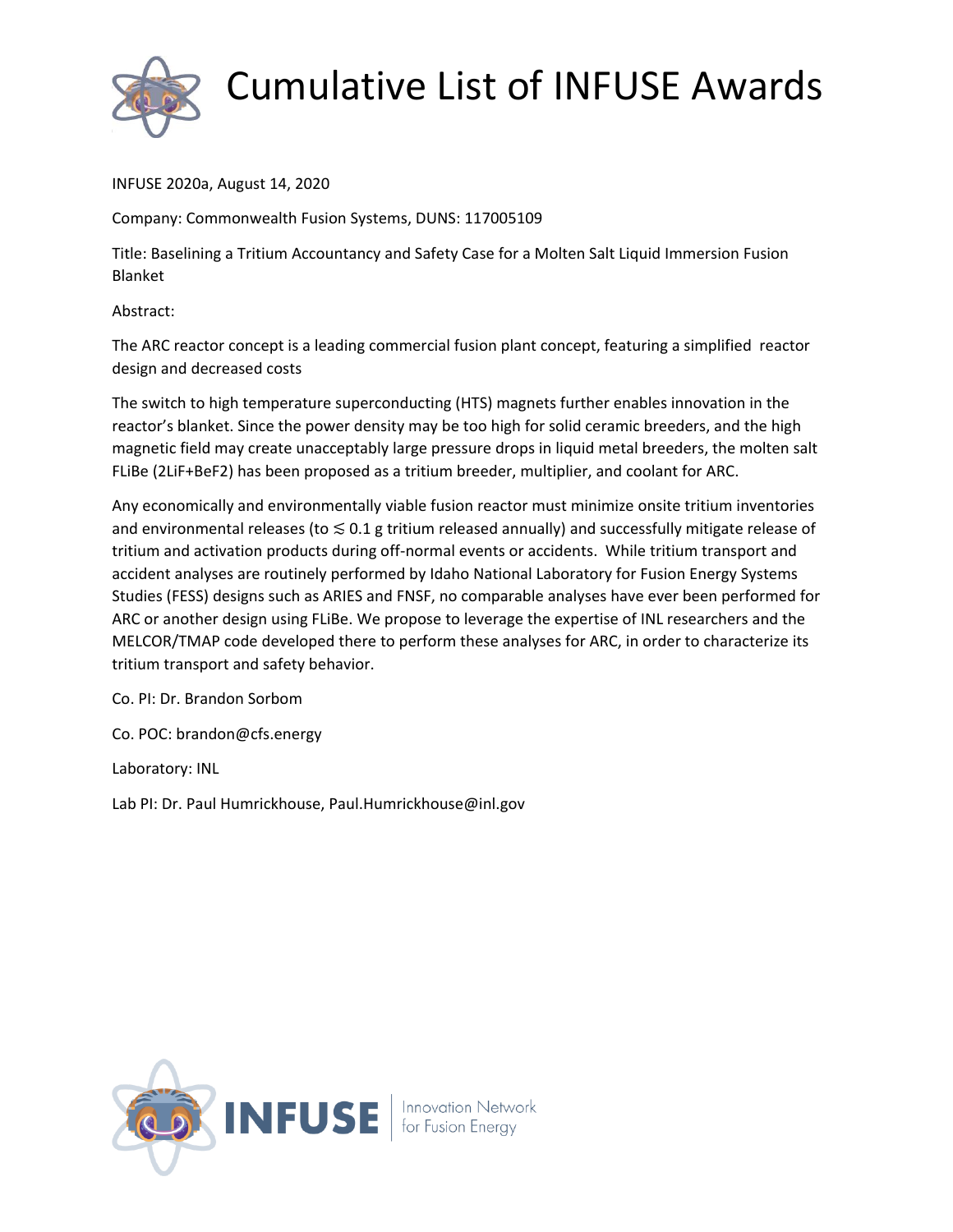# Cumulative List of INFUSE Awards

INFUSE 2020a, August 14, 2020

Company: Commonwealth Fusion Systems, DUNS: 117005109

Title: Baselining a Tritium Accountancy and Safety Case for a Molten Salt Liquid Immersion Fusion Blanket

Abstract:

The ARC reactor concept is a leading commercial fusion plant concept, featuring a simplified reactor design and decreased costs

The switch to high temperature superconducting (HTS) magnets further enables innovation in the reactor's blanket. Since the power density may be too high for solid ceramic breeders, and the high magnetic field may create unacceptably large pressure drops in liquid metal breeders, the molten salt FLiBe ($2LiF+BeF_2$) has been proposed as a tritium breeder, multiplier, and coolant for ARC.

Any economically and environmentally viable fusion reactor must minimize onsite tritium inventories and environmental releases (to $\lesssim$ 0.1 g tritium released annually) and successfully mitigate release of tritium and activation products during off-normal events or accidents. While tritium transport and accident analyses are routinely performed by Idaho National Laboratory for Fusion Energy Systems Studies (FESS) designs such as ARIES and FNSF, no comparable analyses have ever been performed for ARC or another design using FLiBe. We propose to leverage the expertise of INL researchers and the MELCOR/TMAP code developed there to perform these analyses for ARC, in order to characterize its tritium transport and safety behavior.

Co. PI: Dr. Brandon Sorbom

Co. POC: brandon@cfs.energy

Laboratory: INL

Lab PI: Dr. Paul Humrickhouse, Paul.Humrickhouse@inl.gov

INFUSE | Innovation Network for Fusion Energy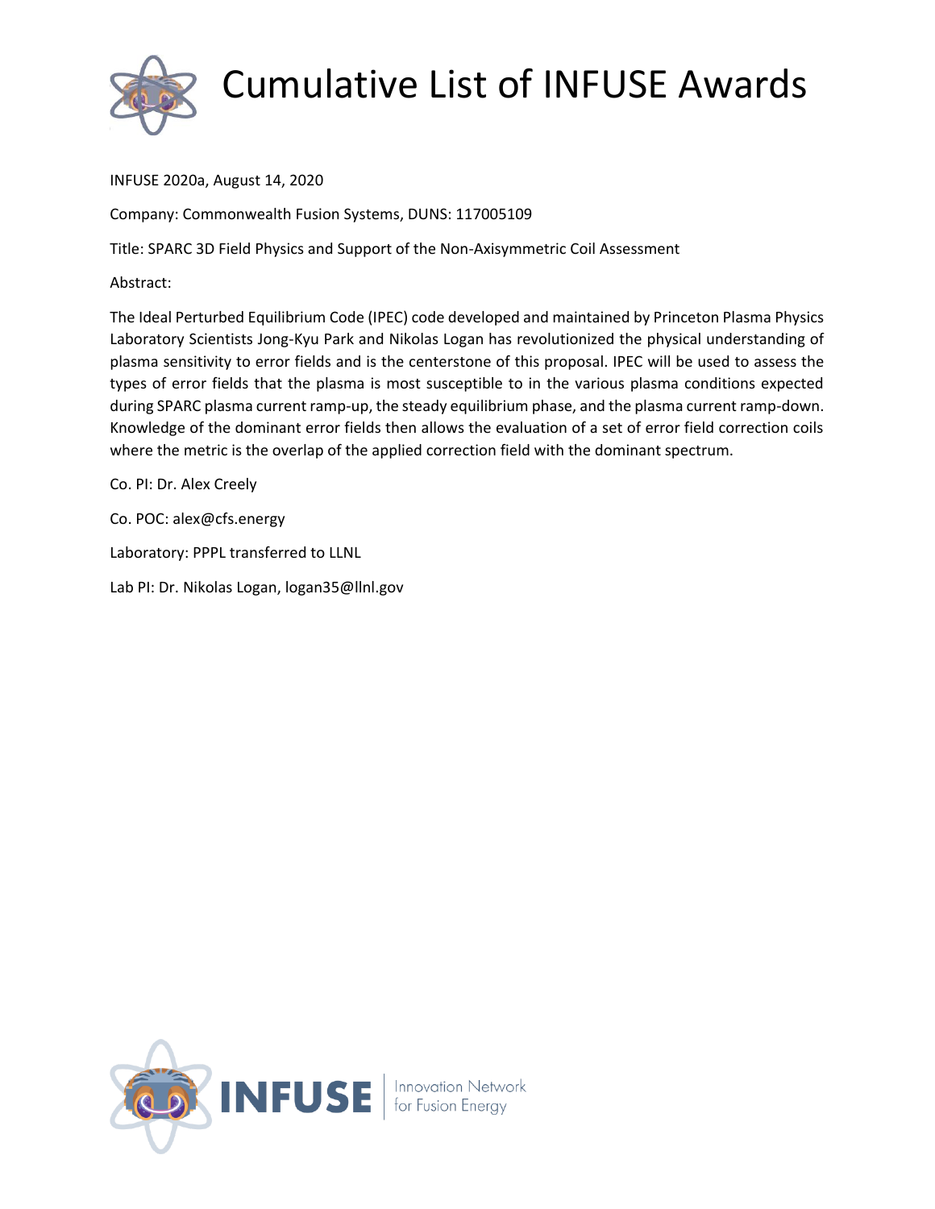# Cumulative List of INFUSE Awards

INFUSE 2020a, August 14, 2020

Company: Commonwealth Fusion Systems, DUNS: 117005109

Title: SPARC 3D Field Physics and Support of the Non-Axisymmetric Coil Assessment

Abstract:

The Ideal Perturbed Equilibrium Code (IPEC) code developed and maintained by Princeton Plasma Physics Laboratory Scientists Jong-Kyu Park and Nikolas Logan has revolutionized the physical understanding of plasma sensitivity to error fields and is the centerstone of this proposal. IPEC will be used to assess the types of error fields that the plasma is most susceptible to in the various plasma conditions expected during SPARC plasma current ramp-up, the steady equilibrium phase, and the plasma current ramp-down. Knowledge of the dominant error fields then allows the evaluation of a set of error field correction coils where the metric is the overlap of the applied correction field with the dominant spectrum.

Co. PI: Dr. Alex Creely

Co. POC: alex@cfs.energy

Laboratory: PPPL transferred to LLNL

Lab PI: Dr. Nikolas Logan, logan35@llnl.gov

INFUSE | Innovation Network for Fusion Energy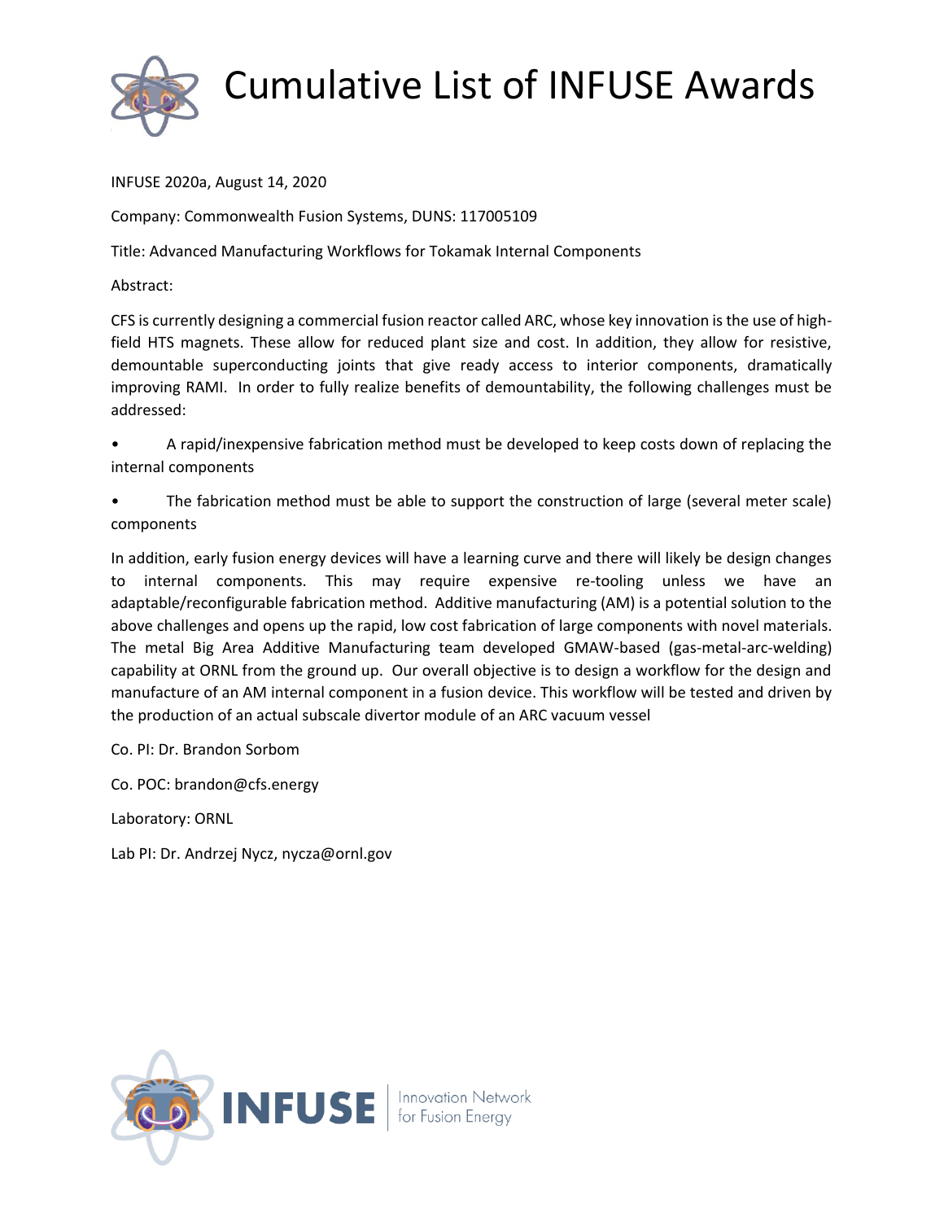# Cumulative List of INFUSE Awards

INFUSE 2020a, August 14, 2020

Company: Commonwealth Fusion Systems, DUNS: 117005109

Title: Advanced Manufacturing Workflows for Tokamak Internal Components

Abstract:

CFS is currently designing a commercial fusion reactor called ARC, whose key innovation is the use of high-field HTS magnets. These allow for reduced plant size and cost. In addition, they allow for resistive, demountable superconducting joints that give ready access to interior components, dramatically improving RAMI. In order to fully realize benefits of demountability, the following challenges must be addressed:

- A rapid/inexpensive fabrication method must be developed to keep costs down of replacing the internal components
- The fabrication method must be able to support the construction of large (several meter scale) components

In addition, early fusion energy devices will have a learning curve and there will likely be design changes to internal components. This may require expensive re-tooling unless we have an adaptable/reconfigurable fabrication method. Additive manufacturing (AM) is a potential solution to the above challenges and opens up the rapid, low cost fabrication of large components with novel materials. The metal Big Area Additive Manufacturing team developed GMAW-based (gas-metal-arc-welding) capability at ORNL from the ground up. Our overall objective is to design a workflow for the design and manufacture of an AM internal component in a fusion device. This workflow will be tested and driven by the production of an actual subscale divertor module of an ARC vacuum vessel

Co. PI: Dr. Brandon Sorbom

Co. POC: brandon@cfs.energy

Laboratory: ORNL

Lab PI: Dr. Andrzej Nycz, nycza@ornl.gov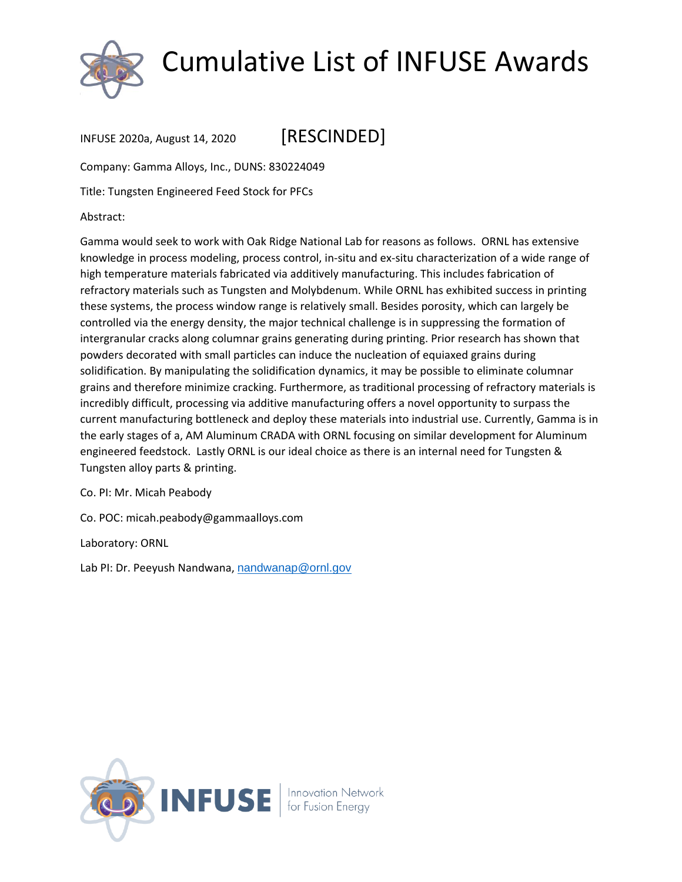# Cumulative List of INFUSE Awards

INFUSE 2020a, August 14, 2020 [RESCINDED]

Company: Gamma Alloys, Inc., DUNS: 830224049

Title: Tungsten Engineered Feed Stock for PFCs

Abstract:

Gamma would seek to work with Oak Ridge National Lab for reasons as follows. ORNL has extensive knowledge in process modeling, process control, in-situ and ex-situ characterization of a wide range of high temperature materials fabricated via additively manufacturing. This includes fabrication of refractory materials such as Tungsten and Molybdenum. While ORNL has exhibited success in printing these systems, the process window range is relatively small. Besides porosity, which can largely be controlled via the energy density, the major technical challenge is in suppressing the formation of intergranular cracks along columnar grains generating during printing. Prior research has shown that powders decorated with small particles can induce the nucleation of equiaxed grains during solidification. By manipulating the solidification dynamics, it may be possible to eliminate columnar grains and therefore minimize cracking. Furthermore, as traditional processing of refractory materials is incredibly difficult, processing via additive manufacturing offers a novel opportunity to surpass the current manufacturing bottleneck and deploy these materials into industrial use. Currently, Gamma is in the early stages of a, AM Aluminum CRADA with ORNL focusing on similar development for Aluminum engineered feedstock. Lastly ORNL is our ideal choice as there is an internal need for Tungsten & Tungsten alloy parts & printing.

Co. PI: Mr. Micah Peabody

Co. POC: micah.peabody@gammaalloys.com

Laboratory: ORNL

Lab PI: Dr. Peeyush Nandwana, nandwanap@ornl.gov

INFUSE | Innovation Network for Fusion Energy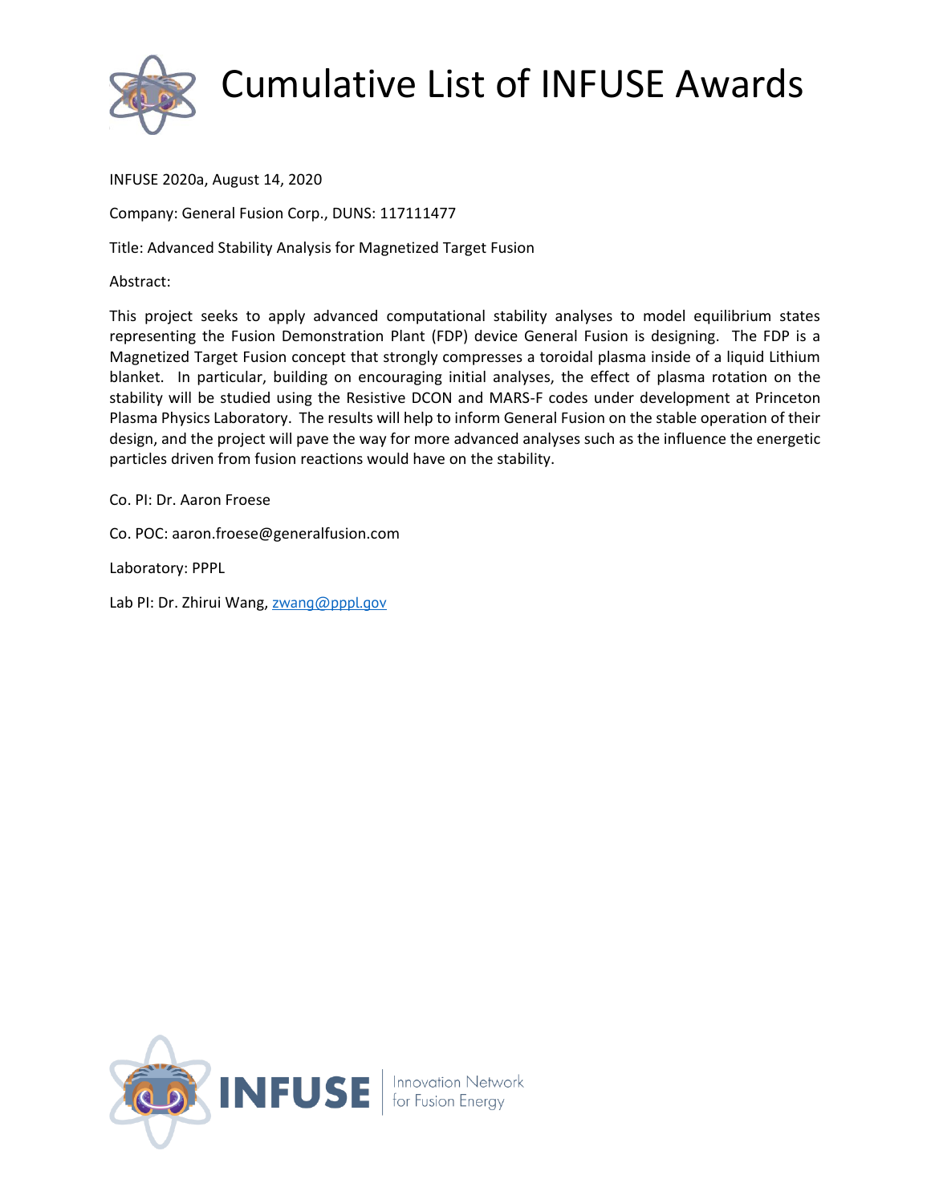# Cumulative List of INFUSE Awards

INFUSE 2020a, August 14, 2020

Company: General Fusion Corp., DUNS: 117111477

Title: Advanced Stability Analysis for Magnetized Target Fusion

Abstract:

This project seeks to apply advanced computational stability analyses to model equilibrium states representing the Fusion Demonstration Plant (FDP) device General Fusion is designing. The FDP is a Magnetized Target Fusion concept that strongly compresses a toroidal plasma inside of a liquid Lithium blanket. In particular, building on encouraging initial analyses, the effect of plasma rotation on the stability will be studied using the Resistive DCON and MARS-F codes under development at Princeton Plasma Physics Laboratory. The results will help to inform General Fusion on the stable operation of their design, and the project will pave the way for more advanced analyses such as the influence the energetic particles driven from fusion reactions would have on the stability.

Co. PI: Dr. Aaron Froese

Co. POC: aaron.froese@generalfusion.com

Laboratory: PPPL

Lab PI: Dr. Zhirui Wang, zwang@pppl.gov

INFUSE | Innovation Network for Fusion Energy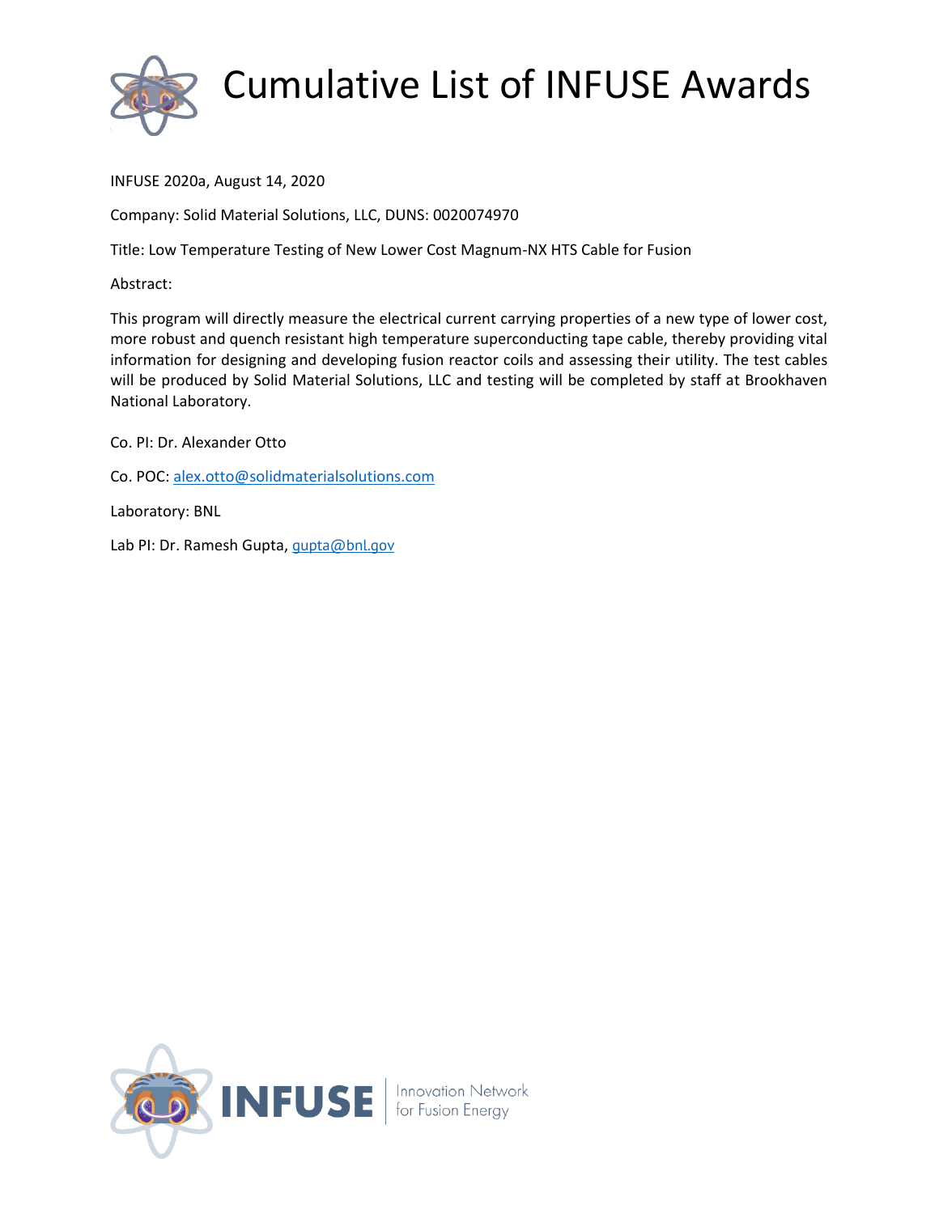# Cumulative List of INFUSE Awards

INFUSE 2020a, August 14, 2020

Company: Solid Material Solutions, LLC, DUNS: 0020074970

Title: Low Temperature Testing of New Lower Cost Magnum-NX HTS Cable for Fusion

Abstract:

This program will directly measure the electrical current carrying properties of a new type of lower cost, more robust and quench resistant high temperature superconducting tape cable, thereby providing vital information for designing and developing fusion reactor coils and assessing their utility. The test cables will be produced by Solid Material Solutions, LLC and testing will be completed by staff at Brookhaven National Laboratory.

Co. PI: Dr. Alexander Otto

Co. POC: alex.otto@solidmaterialsolutions.com

Laboratory: BNL

Lab PI: Dr. Ramesh Gupta, gupta@bnl.gov

INFUSE | Innovation Network for Fusion Energy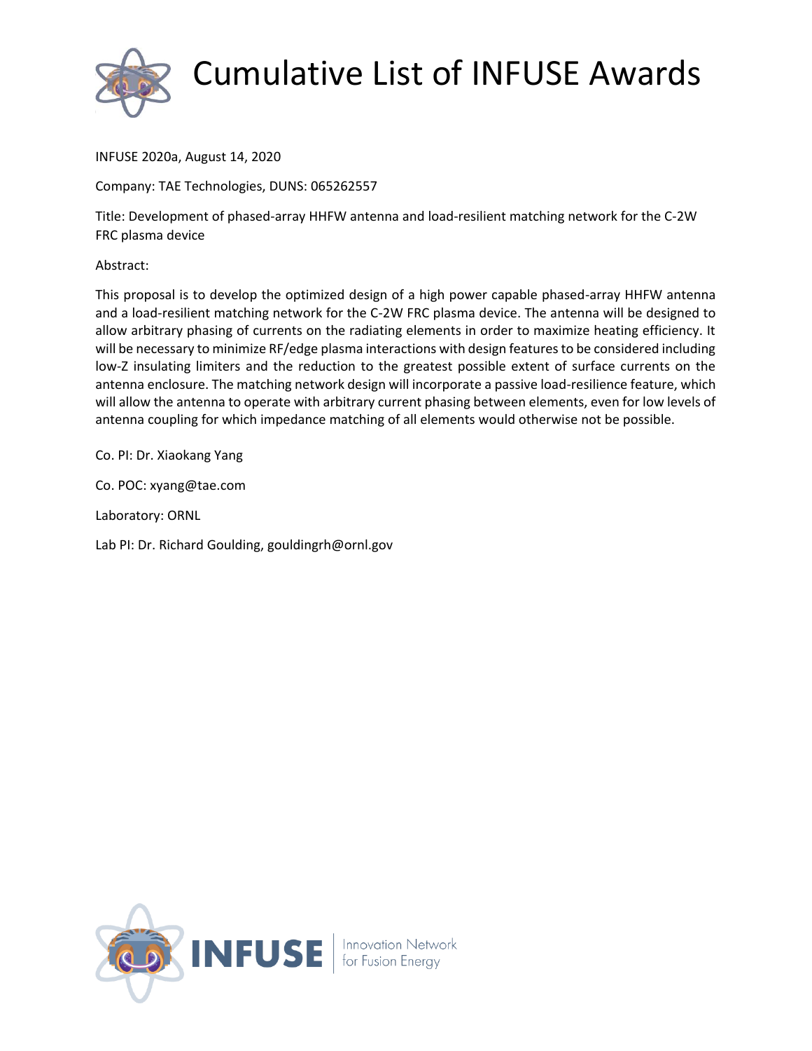# Cumulative List of INFUSE Awards

INFUSE 2020a, August 14, 2020

Company: TAE Technologies, DUNS: 065262557

Title: Development of phased-array HHFW antenna and load-resilient matching network for the C-2W FRC plasma device

Abstract:

This proposal is to develop the optimized design of a high power capable phased-array HHFW antenna and a load-resilient matching network for the C-2W FRC plasma device. The antenna will be designed to allow arbitrary phasing of currents on the radiating elements in order to maximize heating efficiency. It will be necessary to minimize RF/edge plasma interactions with design features to be considered including low-Z insulating limiters and the reduction to the greatest possible extent of surface currents on the antenna enclosure. The matching network design will incorporate a passive load-resilience feature, which will allow the antenna to operate with arbitrary current phasing between elements, even for low levels of antenna coupling for which impedance matching of all elements would otherwise not be possible.

Co. PI: Dr. Xiaokang Yang

Co. POC: xyang@tae.com

Laboratory: ORNL

Lab PI: Dr. Richard Goulding, gouldingrh@ornl.gov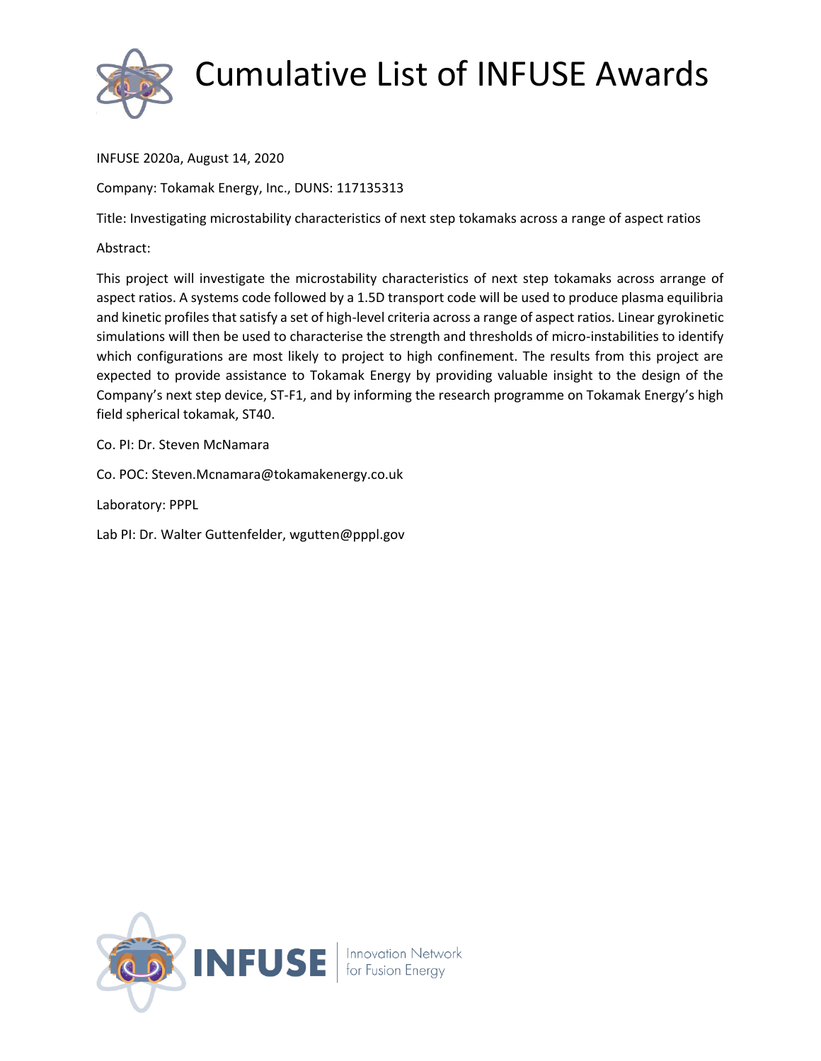# Cumulative List of INFUSE Awards

INFUSE 2020a, August 14, 2020

Company: Tokamak Energy, Inc., DUNS: 117135313

Title: Investigating microstability characteristics of next step tokamaks across a range of aspect ratios

Abstract:

This project will investigate the microstability characteristics of next step tokamaks across arrange of aspect ratios. A systems code followed by a 1.5D transport code will be used to produce plasma equilibria and kinetic profiles that satisfy a set of high-level criteria across a range of aspect ratios. Linear gyrokinetic simulations will then be used to characterise the strength and thresholds of micro-instabilities to identify which configurations are most likely to project to high confinement. The results from this project are expected to provide assistance to Tokamak Energy by providing valuable insight to the design of the Company's next step device, ST-F1, and by informing the research programme on Tokamak Energy's high field spherical tokamak, ST40.

Co. PI: Dr. Steven McNamara

Co. POC: Steven.Mcnamara@tokamakenergy.co.uk

Laboratory: PPPL

Lab PI: Dr. Walter Guttenfelder, wgutten@pppl.gov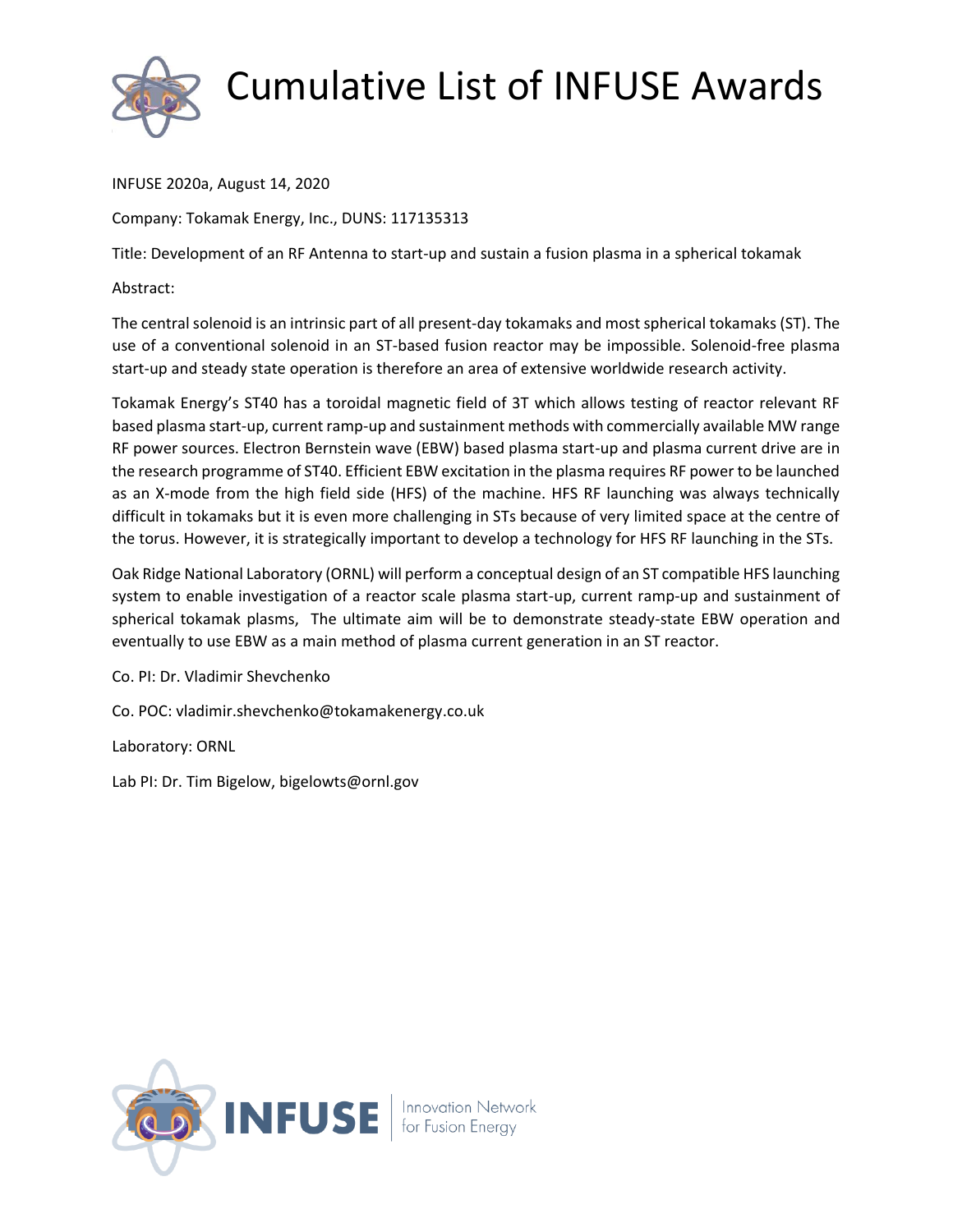# Cumulative List of INFUSE Awards

INFUSE 2020a, August 14, 2020

Company: Tokamak Energy, Inc., DUNS: 117135313

Title: Development of an RF Antenna to start-up and sustain a fusion plasma in a spherical tokamak

Abstract:

The central solenoid is an intrinsic part of all present-day tokamaks and most spherical tokamaks (ST). The use of a conventional solenoid in an ST-based fusion reactor may be impossible. Solenoid-free plasma start-up and steady state operation is therefore an area of extensive worldwide research activity.

Tokamak Energy's ST40 has a toroidal magnetic field of 3T which allows testing of reactor relevant RF based plasma start-up, current ramp-up and sustainment methods with commercially available MW range RF power sources. Electron Bernstein wave (EBW) based plasma start-up and plasma current drive are in the research programme of ST40. Efficient EBW excitation in the plasma requires RF power to be launched as an X-mode from the high field side (HFS) of the machine. HFS RF launching was always technically difficult in tokamaks but it is even more challenging in STs because of very limited space at the centre of the torus. However, it is strategically important to develop a technology for HFS RF launching in the STs.

Oak Ridge National Laboratory (ORNL) will perform a conceptual design of an ST compatible HFS launching system to enable investigation of a reactor scale plasma start-up, current ramp-up and sustainment of spherical tokamak plasms, The ultimate aim will be to demonstrate steady-state EBW operation and eventually to use EBW as a main method of plasma current generation in an ST reactor.

Co. PI: Dr. Vladimir Shevchenko

Co. POC: vladimir.shevchenko@tokamakenergy.co.uk

Laboratory: ORNL

Lab PI: Dr. Tim Bigelow, bigelowts@ornl.gov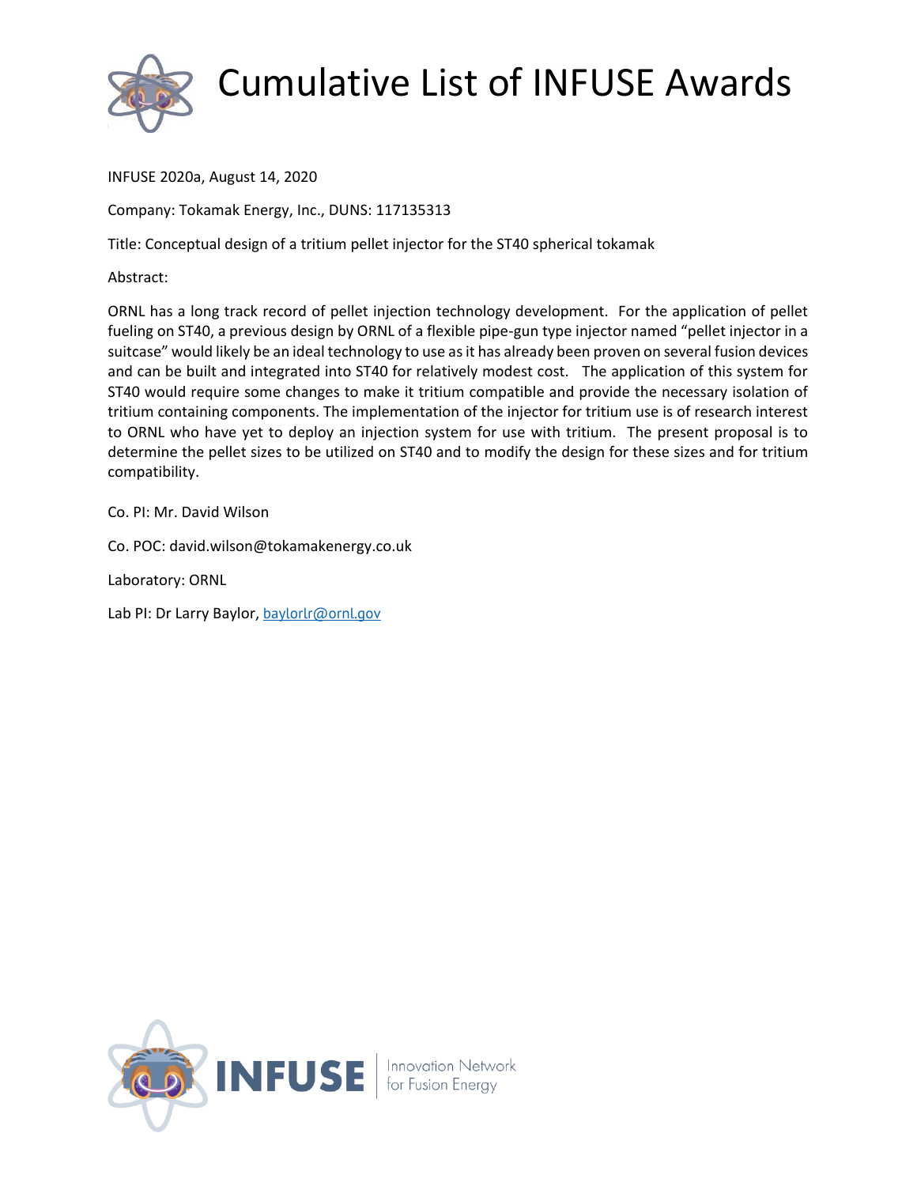# Cumulative List of INFUSE Awards

INFUSE 2020a, August 14, 2020

Company: Tokamak Energy, Inc., DUNS: 117135313

Title: Conceptual design of a tritium pellet injector for the ST40 spherical tokamak

Abstract:

ORNL has a long track record of pellet injection technology development. For the application of pellet fueling on ST40, a previous design by ORNL of a flexible pipe-gun type injector named "pellet injector in a suitcase" would likely be an ideal technology to use as it has already been proven on several fusion devices and can be built and integrated into ST40 for relatively modest cost. The application of this system for ST40 would require some changes to make it tritium compatible and provide the necessary isolation of tritium containing components. The implementation of the injector for tritium use is of research interest to ORNL who have yet to deploy an injection system for use with tritium. The present proposal is to determine the pellet sizes to be utilized on ST40 and to modify the design for these sizes and for tritium compatibility.

Co. PI: Mr. David Wilson

Co. POC: david.wilson@tokamakenergy.co.uk

Laboratory: ORNL

Lab PI: Dr Larry Baylor, baylorlr@ornl.gov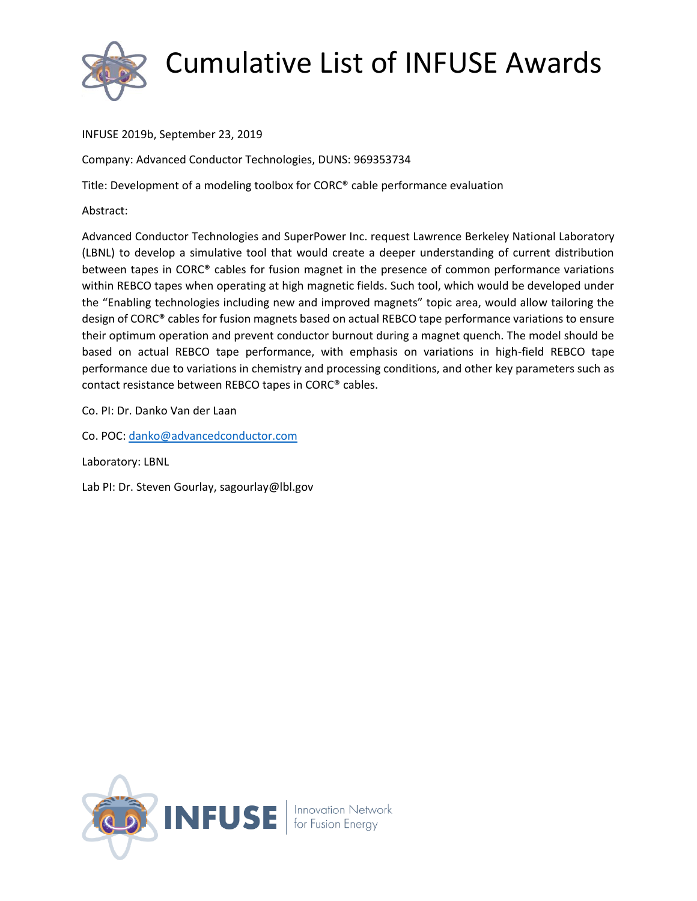# Cumulative List of INFUSE Awards

INFUSE 2019b, September 23, 2019

Company: Advanced Conductor Technologies, DUNS: 969353734

Title: Development of a modeling toolbox for CORC® cable performance evaluation

Abstract:

Advanced Conductor Technologies and SuperPower Inc. request Lawrence Berkeley National Laboratory (LBNL) to develop a simulative tool that would create a deeper understanding of current distribution between tapes in CORC® cables for fusion magnet in the presence of common performance variations within REBCO tapes when operating at high magnetic fields. Such tool, which would be developed under the "Enabling technologies including new and improved magnets" topic area, would allow tailoring the design of CORC® cables for fusion magnets based on actual REBCO tape performance variations to ensure their optimum operation and prevent conductor burnout during a magnet quench. The model should be based on actual REBCO tape performance, with emphasis on variations in high-field REBCO tape performance due to variations in chemistry and processing conditions, and other key parameters such as contact resistance between REBCO tapes in CORC® cables.

Co. PI: Dr. Danko Van der Laan

Co. POC: danko@advancedconductor.com

Laboratory: LBNL

Lab PI: Dr. Steven Gourlay, sagourlay@lbl.gov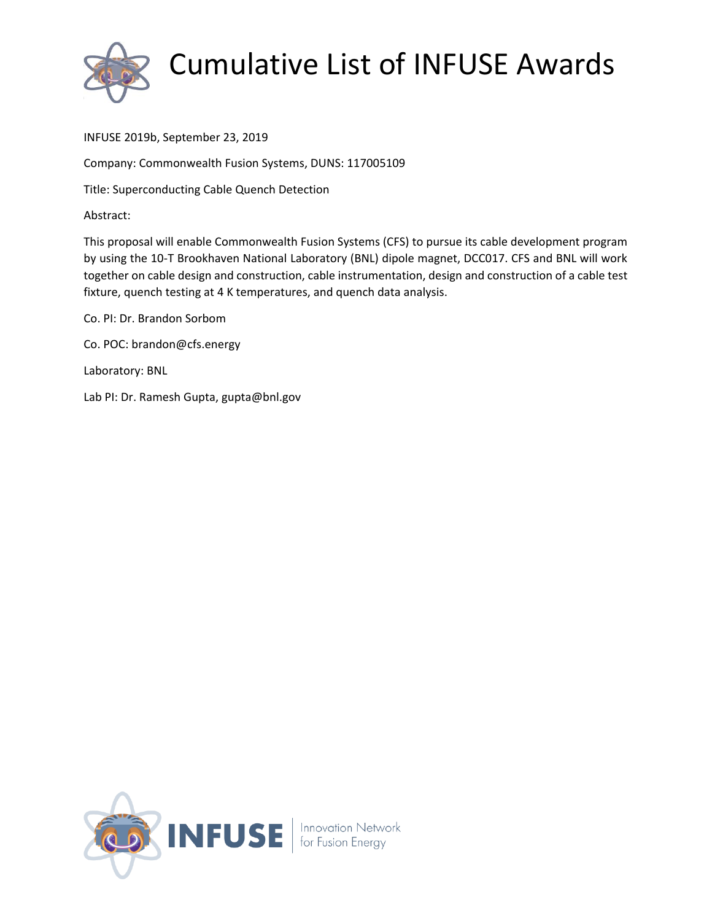# Cumulative List of INFUSE Awards

INFUSE 2019b, September 23, 2019

Company: Commonwealth Fusion Systems, DUNS: 117005109

Title: Superconducting Cable Quench Detection

Abstract:

This proposal will enable Commonwealth Fusion Systems (CFS) to pursue its cable development program by using the 10-T Brookhaven National Laboratory (BNL) dipole magnet, DCC017. CFS and BNL will work together on cable design and construction, cable instrumentation, design and construction of a cable test fixture, quench testing at 4 K temperatures, and quench data analysis.

Co. PI: Dr. Brandon Sorbom

Co. POC: brandon@cfs.energy

Laboratory: BNL

Lab PI: Dr. Ramesh Gupta, gupta@bnl.gov

INFUSE | Innovation Network for Fusion Energy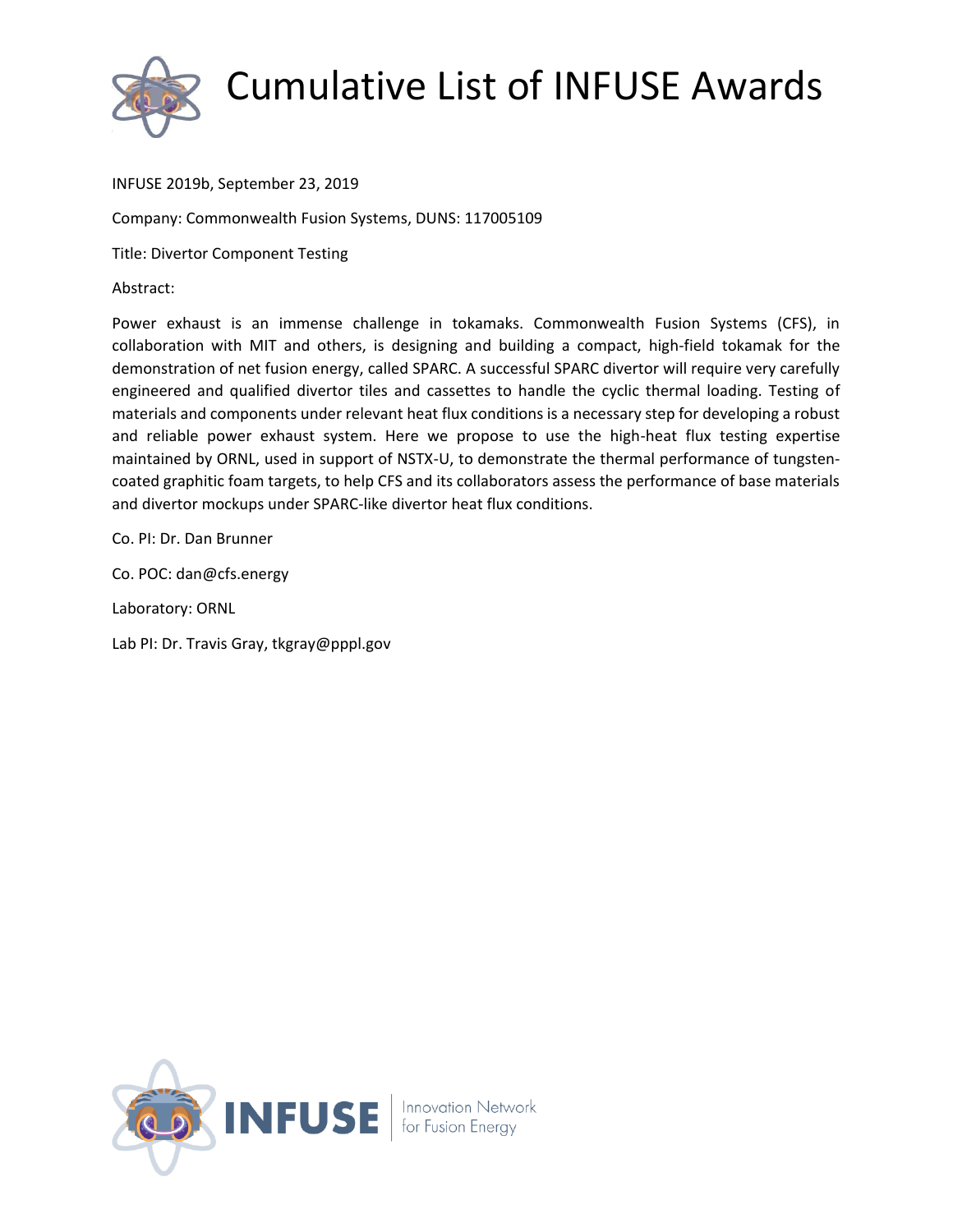# Cumulative List of INFUSE Awards

INFUSE 2019b, September 23, 2019

Company: Commonwealth Fusion Systems, DUNS: 117005109

Title: Divertor Component Testing

Abstract:

Power exhaust is an immense challenge in tokamaks. Commonwealth Fusion Systems (CFS), in collaboration with MIT and others, is designing and building a compact, high-field tokamak for the demonstration of net fusion energy, called SPARC. A successful SPARC divertor will require very carefully engineered and qualified divertor tiles and cassettes to handle the cyclic thermal loading. Testing of materials and components under relevant heat flux conditions is a necessary step for developing a robust and reliable power exhaust system. Here we propose to use the high-heat flux testing expertise maintained by ORNL, used in support of NSTX-U, to demonstrate the thermal performance of tungsten-coated graphitic foam targets, to help CFS and its collaborators assess the performance of base materials and divertor mockups under SPARC-like divertor heat flux conditions.

Co. PI: Dr. Dan Brunner

Co. POC: dan@cfs.energy

Laboratory: ORNL

Lab PI: Dr. Travis Gray, tkgray@pppl.gov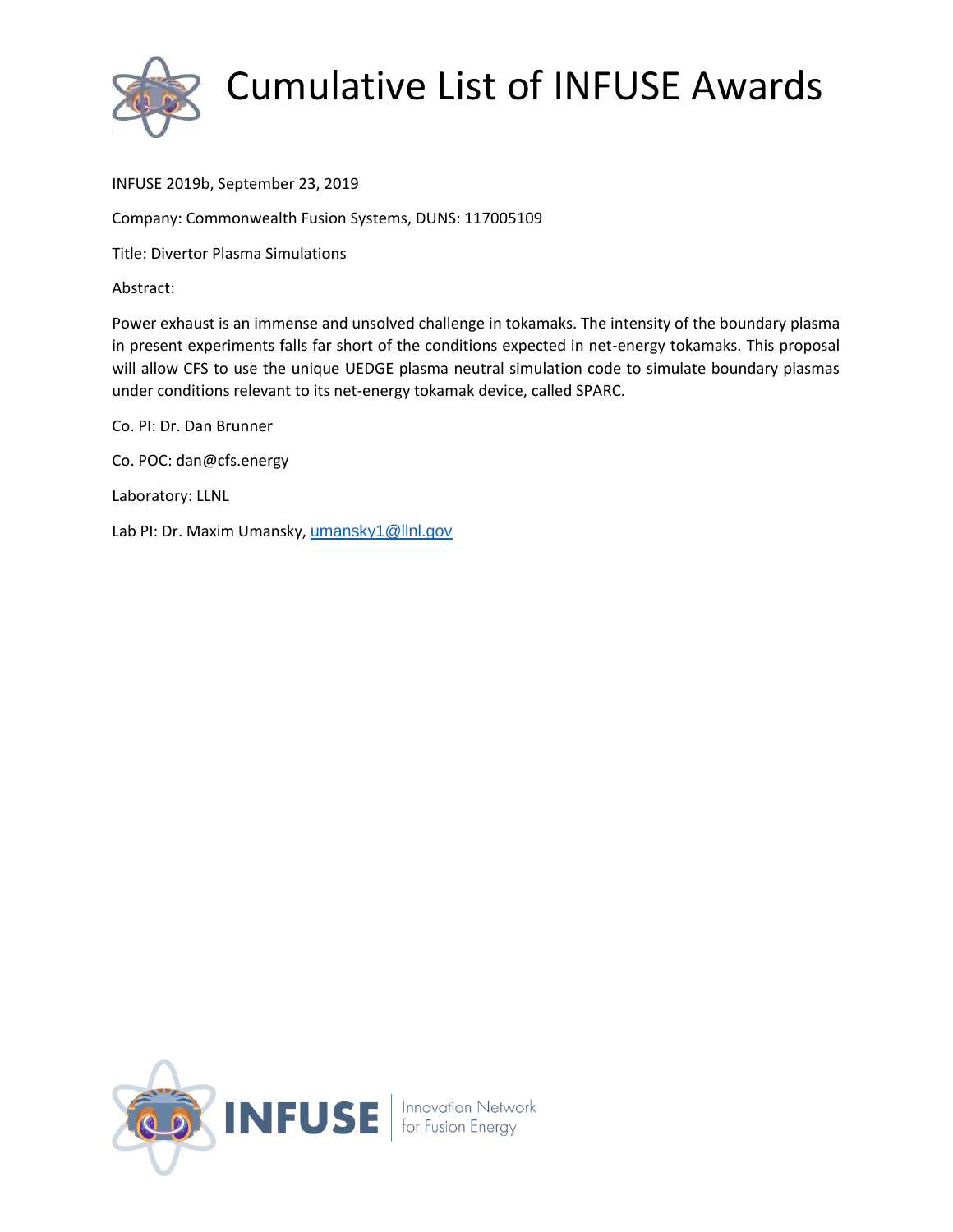# Cumulative List of INFUSE Awards

INFUSE 2019b, September 23, 2019

Company: Commonwealth Fusion Systems, DUNS: 117005109

Title: Divertor Plasma Simulations

Abstract:

Power exhaust is an immense and unsolved challenge in tokamaks. The intensity of the boundary plasma in present experiments falls far short of the conditions expected in net-energy tokamaks. This proposal will allow CFS to use the unique UEDGE plasma neutral simulation code to simulate boundary plasmas under conditions relevant to its net-energy tokamak device, called SPARC.

Co. PI: Dr. Dan Brunner

Co. POC: dan@cfs.energy

Laboratory: LLNL

Lab PI: Dr. Maxim Umansky, umansky1@llnl.gov

INFUSE | Innovation Network for Fusion Energy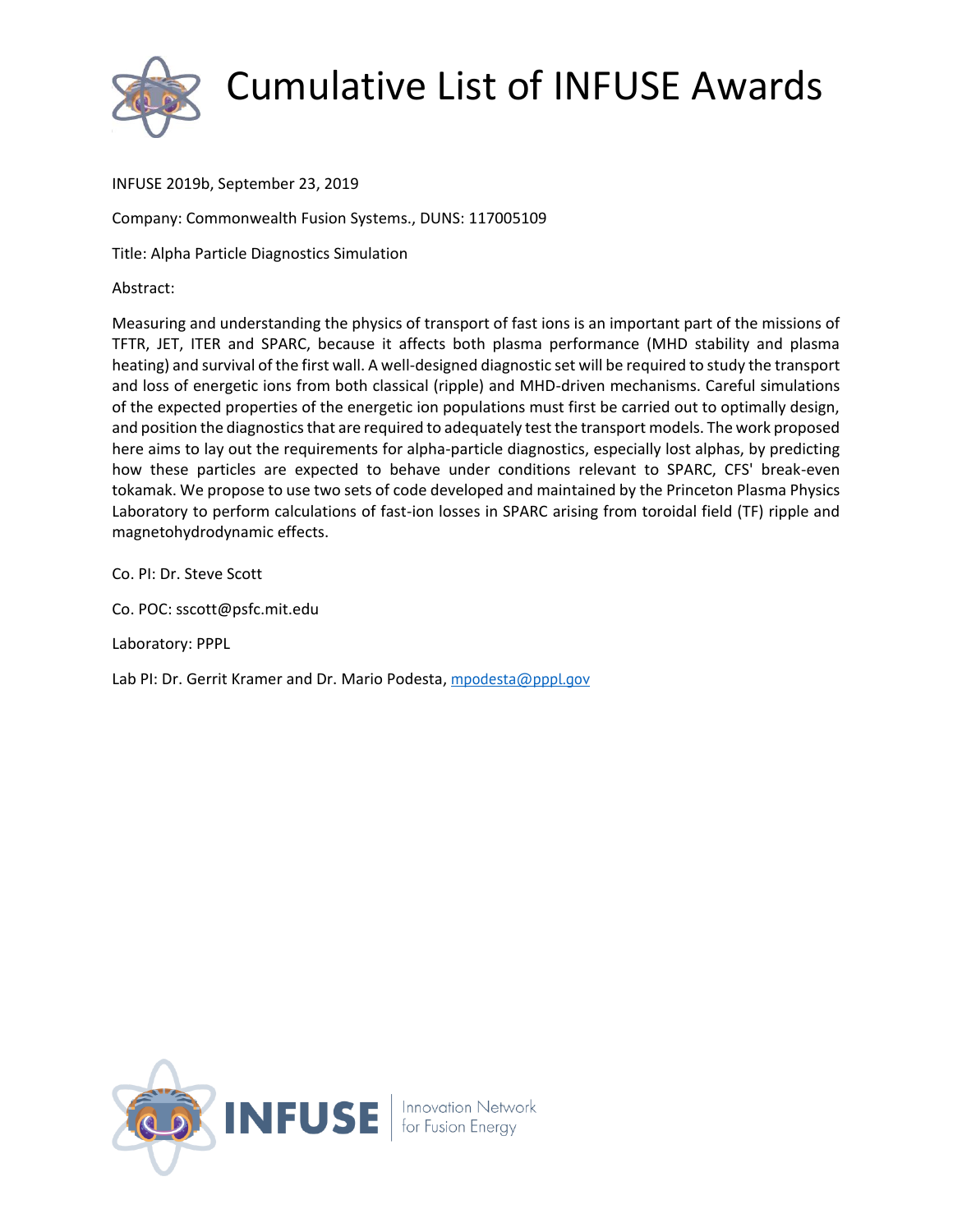INFUSE 2019b, September 23, 2019

Company: Commonwealth Fusion Systems., DUNS: 117005109

Title: Alpha Particle Diagnostics Simulation

Abstract:

Measuring and understanding the physics of transport of fast ions is an important part of the missions of TFTR, JET, ITER and SPARC, because it affects both plasma performance (MHD stability and plasma heating) and survival of the first wall. A well-designed diagnostic set will be required to study the transport and loss of energetic ions from both classical (ripple) and MHD-driven mechanisms. Careful simulations of the expected properties of the energetic ion populations must first be carried out to optimally design, and position the diagnostics that are required to adequately test the transport models. The work proposed here aims to lay out the requirements for alpha-particle diagnostics, especially lost alphas, by predicting how these particles are expected to behave under conditions relevant to SPARC, CFS' break-even tokamak. We propose to use two sets of code developed and maintained by the Princeton Plasma Physics Laboratory to perform calculations of fast-ion losses in SPARC arising from toroidal field (TF) ripple and magnetohydrodynamic effects.

Co. PI: Dr. Steve Scott

Co. POC: sscott@psfc.mit.edu

Laboratory: PPPL

Lab PI: Dr. Gerrit Kramer and Dr. Mario Podesta, mpodesta@pppl.gov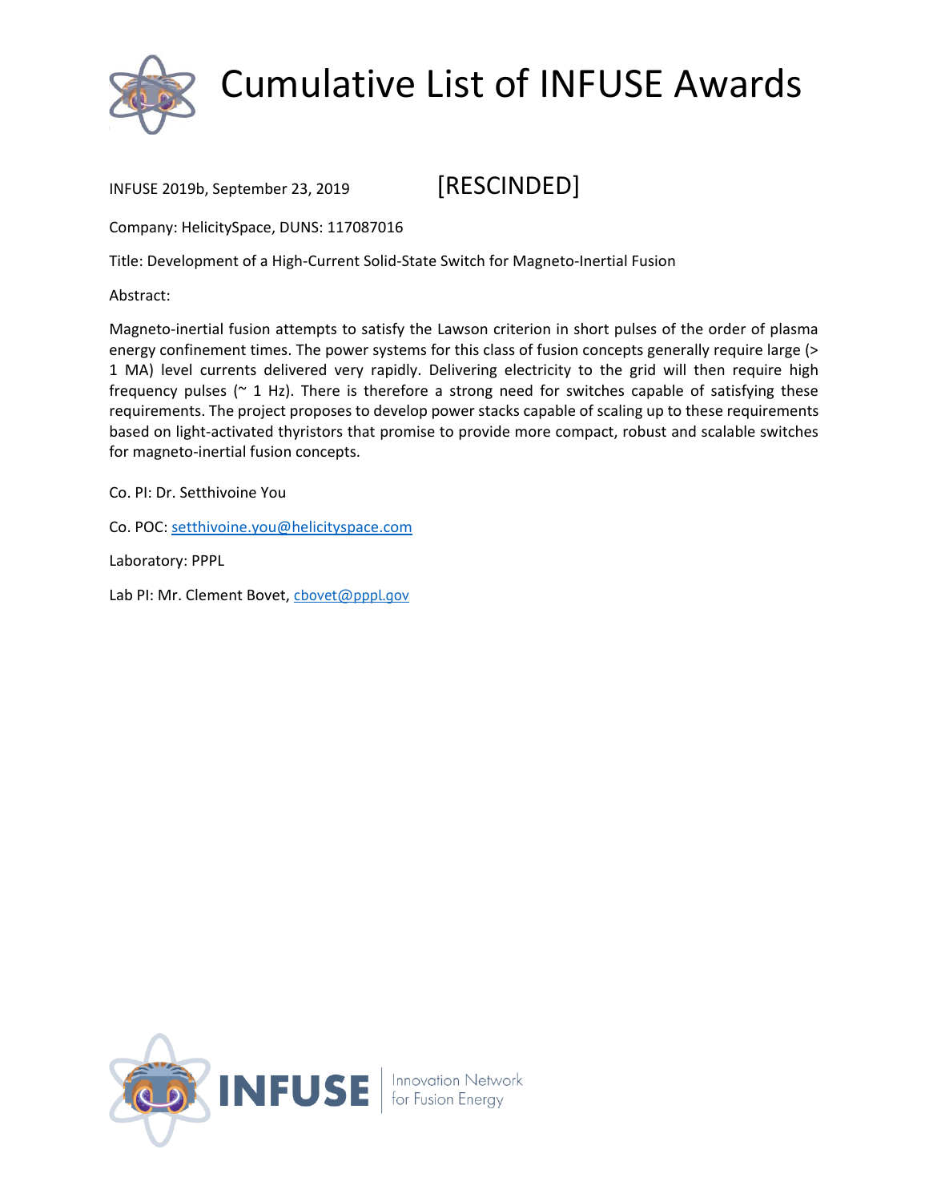# Cumulative List of INFUSE Awards

INFUSE 2019b, September 23, 2019 [RESCINDED]

Company: HelicitySpace, DUNS: 117087016

Title: Development of a High-Current Solid-State Switch for Magneto-Inertial Fusion

Abstract:

Magneto-inertial fusion attempts to satisfy the Lawson criterion in short pulses of the order of plasma energy confinement times. The power systems for this class of fusion concepts generally require large (> 1 MA) level currents delivered very rapidly. Delivering electricity to the grid will then require high frequency pulses (~ 1 Hz). There is therefore a strong need for switches capable of satisfying these requirements. The project proposes to develop power stacks capable of scaling up to these requirements based on light-activated thyristors that promise to provide more compact, robust and scalable switches for magneto-inertial fusion concepts.

Co. PI: Dr. Setthivoine You

Co. POC: setthivoine.you@helicityspace.com

Laboratory: PPPL

Lab PI: Mr. Clement Bovet, cbovet@pppl.gov

INFUSE | Innovation Network for Fusion Energy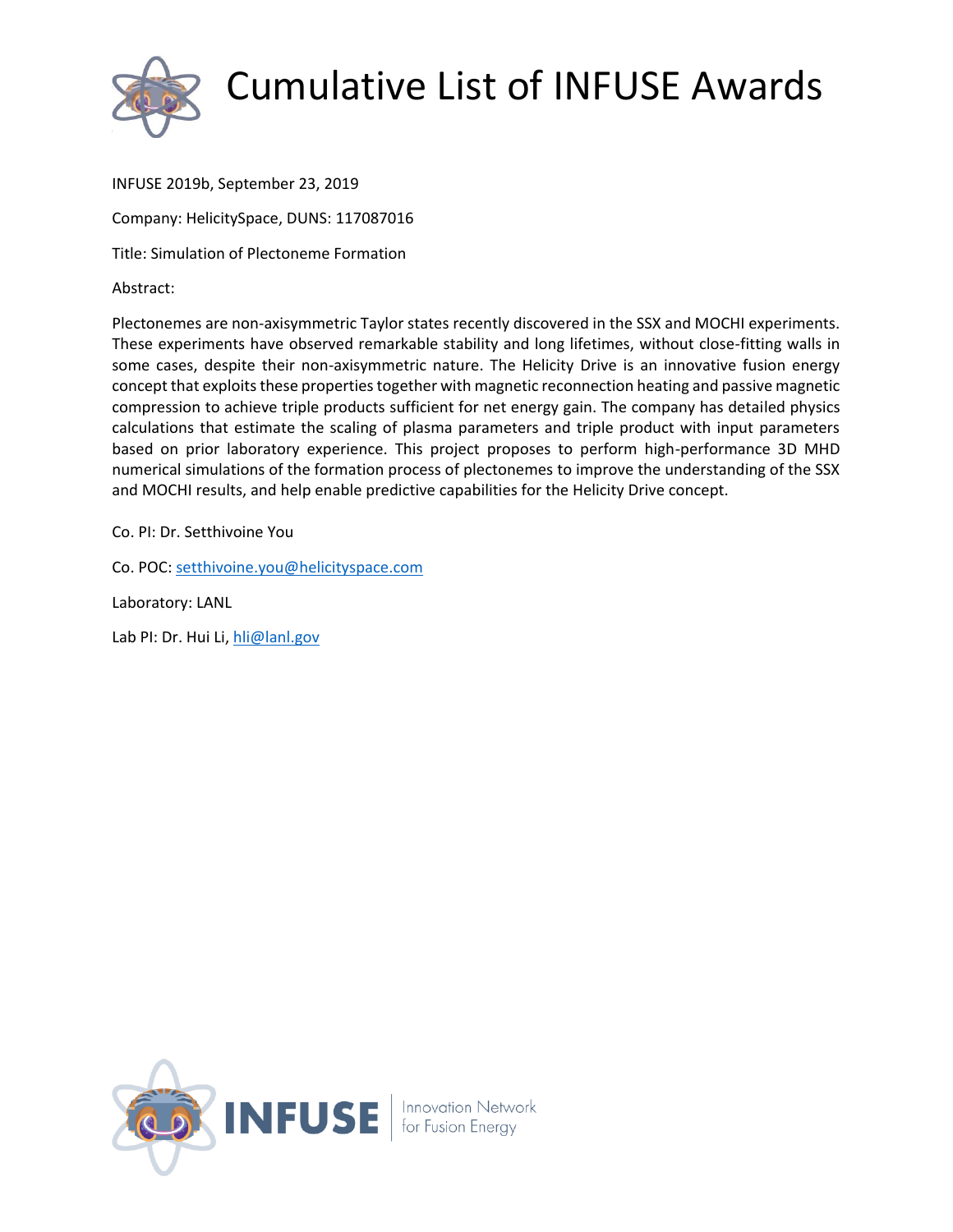INFUSE 2019b, September 23, 2019

Company: HelicitySpace, DUNS: 117087016

Title: Simulation of Plectoneme Formation

Abstract:

Plectonemes are non-axisymmetric Taylor states recently discovered in the SSX and MOCHI experiments. These experiments have observed remarkable stability and long lifetimes, without close-fitting walls in some cases, despite their non-axisymmetric nature. The Helicity Drive is an innovative fusion energy concept that exploits these properties together with magnetic reconnection heating and passive magnetic compression to achieve triple products sufficient for net energy gain. The company has detailed physics calculations that estimate the scaling of plasma parameters and triple product with input parameters based on prior laboratory experience. This project proposes to perform high-performance 3D MHD numerical simulations of the formation process of plectonemes to improve the understanding of the SSX and MOCHI results, and help enable predictive capabilities for the Helicity Drive concept.

Co. PI: Dr. Setthivoine You

Co. POC: setthivoine.you@helicityspace.com

Laboratory: LANL

Lab PI: Dr. Hui Li, hli@lanl.gov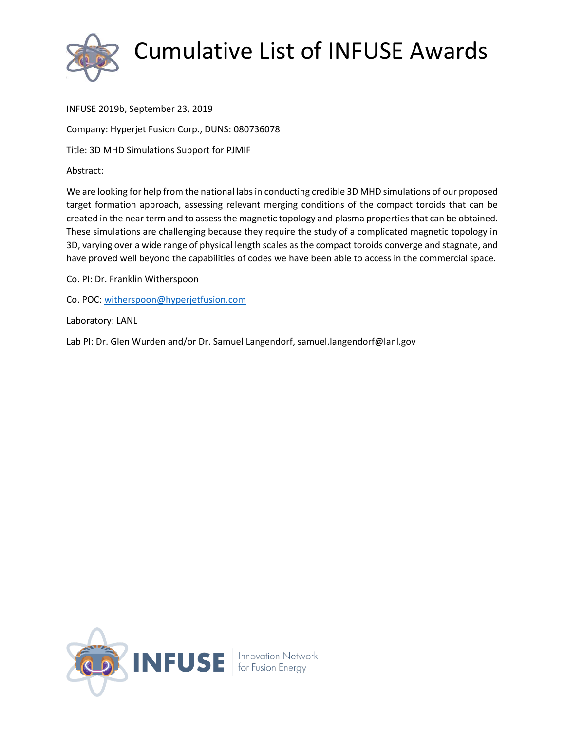# Cumulative List of INFUSE Awards

INFUSE 2019b, September 23, 2019

Company: Hyperjet Fusion Corp., DUNS: 080736078

Title: 3D MHD Simulations Support for PJMIF

Abstract:

We are looking for help from the national labs in conducting credible 3D MHD simulations of our proposed target formation approach, assessing relevant merging conditions of the compact toroids that can be created in the near term and to assess the magnetic topology and plasma properties that can be obtained. These simulations are challenging because they require the study of a complicated magnetic topology in 3D, varying over a wide range of physical length scales as the compact toroids converge and stagnate, and have proved well beyond the capabilities of codes we have been able to access in the commercial space.

Co. PI: Dr. Franklin Witherspoon

Co. POC: witherspoon@hyperjetfusion.com

Laboratory: LANL

Lab PI: Dr. Glen Wurden and/or Dr. Samuel Langendorf, samuel.langendorf@lanl.gov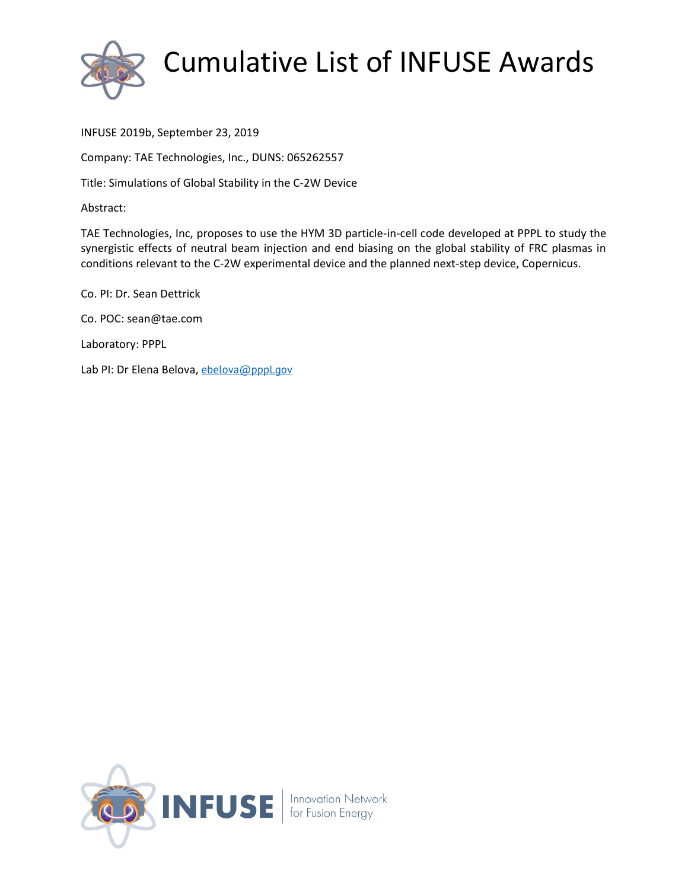# Cumulative List of INFUSE Awards

INFUSE 2019b, September 23, 2019

Company: TAE Technologies, Inc., DUNS: 065262557

Title: Simulations of Global Stability in the C-2W Device

Abstract:

TAE Technologies, Inc, proposes to use the HYM 3D particle-in-cell code developed at PPPL to study the synergistic effects of neutral beam injection and end biasing on the global stability of FRC plasmas in conditions relevant to the C-2W experimental device and the planned next-step device, Copernicus.

Co. PI: Dr. Sean Dettrick

Co. POC: sean@tae.com

Laboratory: PPPL

Lab PI: Dr Elena Belova, ebelova@pppl.gov

INFUSE | Innovation Network for Fusion Energy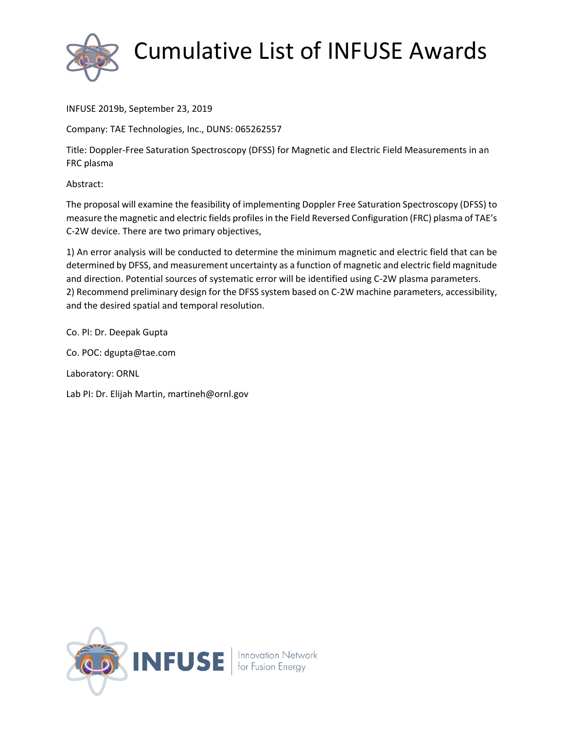# Cumulative List of INFUSE Awards

INFUSE 2019b, September 23, 2019

Company: TAE Technologies, Inc., DUNS: 065262557

Title: Doppler-Free Saturation Spectroscopy (DFSS) for Magnetic and Electric Field Measurements in an FRC plasma

Abstract:

The proposal will examine the feasibility of implementing Doppler Free Saturation Spectroscopy (DFSS) to measure the magnetic and electric fields profiles in the Field Reversed Configuration (FRC) plasma of TAE's C-2W device. There are two primary objectives,

1) An error analysis will be conducted to determine the minimum magnetic and electric field that can be determined by DFSS, and measurement uncertainty as a function of magnetic and electric field magnitude and direction. Potential sources of systematic error will be identified using C-2W plasma parameters.
2) Recommend preliminary design for the DFSS system based on C-2W machine parameters, accessibility, and the desired spatial and temporal resolution.

Co. PI: Dr. Deepak Gupta

Co. POC: dgupta@tae.com

Laboratory: ORNL

Lab PI: Dr. Elijah Martin, martineh@ornl.gov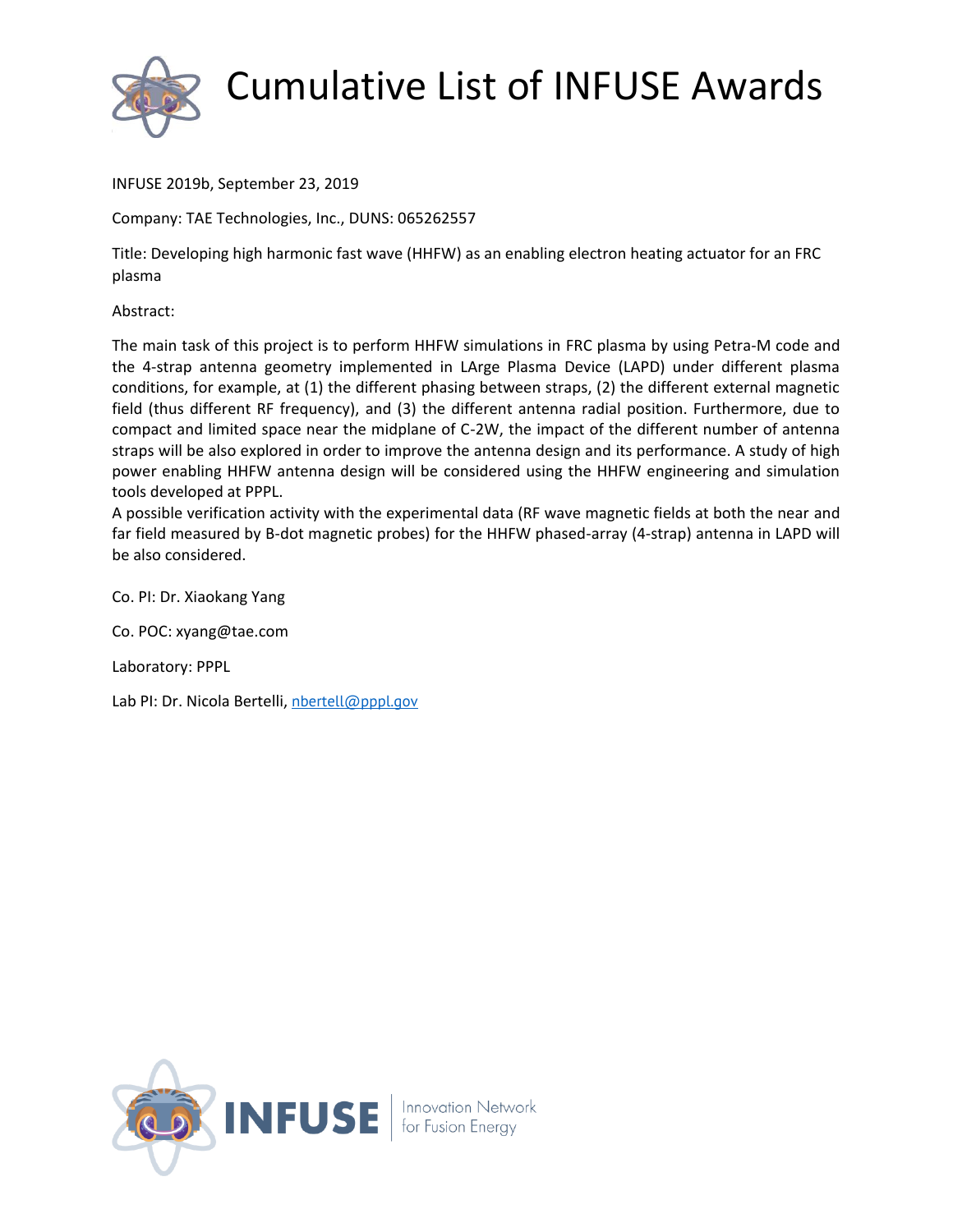# Cumulative List of INFUSE Awards

INFUSE 2019b, September 23, 2019

Company: TAE Technologies, Inc., DUNS: 065262557

Title: Developing high harmonic fast wave (HHFW) as an enabling electron heating actuator for an FRC plasma

Abstract:

The main task of this project is to perform HHFW simulations in FRC plasma by using Petra-M code and the 4-strap antenna geometry implemented in LArge Plasma Device (LAPD) under different plasma conditions, for example, at (1) the different phasing between straps, (2) the different external magnetic field (thus different RF frequency), and (3) the different antenna radial position. Furthermore, due to compact and limited space near the midplane of C-2W, the impact of the different number of antenna straps will be also explored in order to improve the antenna design and its performance. A study of high power enabling HHFW antenna design will be considered using the HHFW engineering and simulation tools developed at PPPL.
A possible verification activity with the experimental data (RF wave magnetic fields at both the near and far field measured by B-dot magnetic probes) for the HHFW phased-array (4-strap) antenna in LAPD will be also considered.

Co. PI: Dr. Xiaokang Yang

Co. POC: xyang@tae.com

Laboratory: PPPL

Lab PI: Dr. Nicola Bertelli, nbertell@pppl.gov